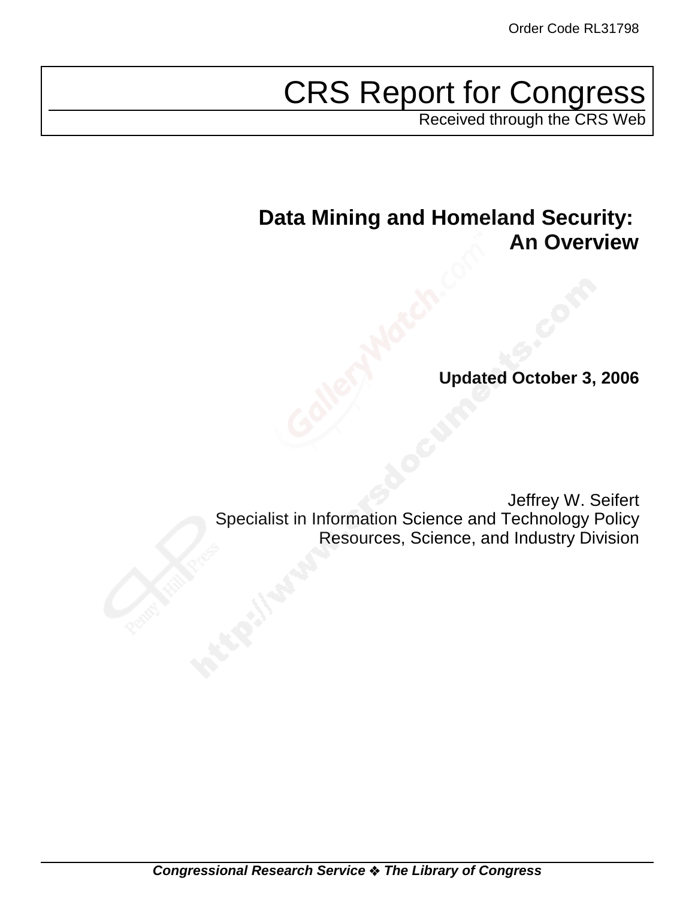Order Code RL31798

# CRS Report for Congress

Received through the CRS Web

## Data Mining and Homeland Security: An Overview

**Updated October 3, 2006**

Jeffrey W. Seifert
Specialist in Information Science and Technology Policy
Resources, Science, and Industry Division

***Congressional Research Service ❖ The Library of Congress***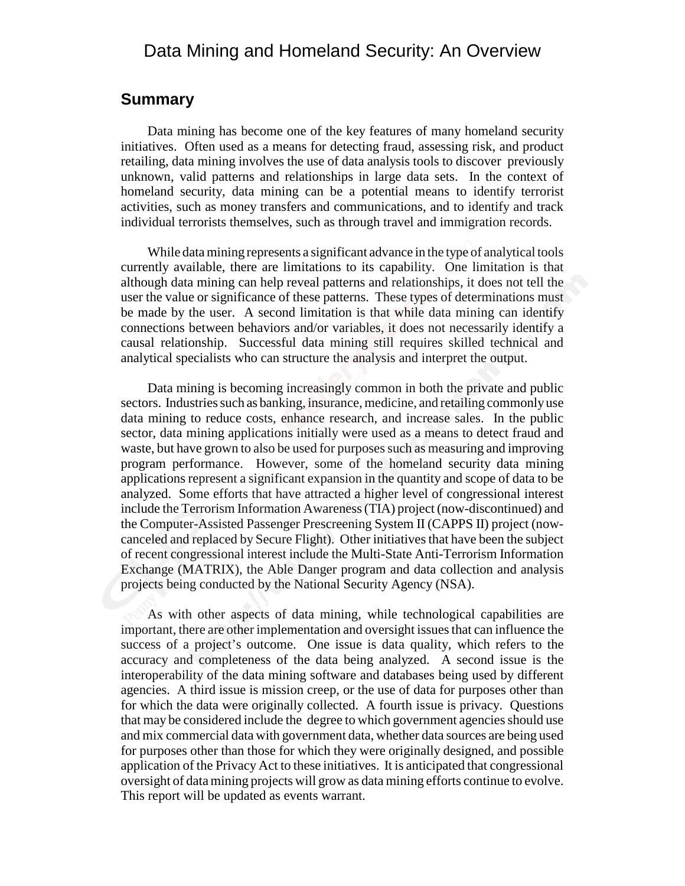# Data Mining and Homeland Security: An Overview

## Summary

Data mining has become one of the key features of many homeland security initiatives. Often used as a means for detecting fraud, assessing risk, and product retailing, data mining involves the use of data analysis tools to discover previously unknown, valid patterns and relationships in large data sets. In the context of homeland security, data mining can be a potential means to identify terrorist activities, such as money transfers and communications, and to identify and track individual terrorists themselves, such as through travel and immigration records.

While data mining represents a significant advance in the type of analytical tools currently available, there are limitations to its capability. One limitation is that although data mining can help reveal patterns and relationships, it does not tell the user the value or significance of these patterns. These types of determinations must be made by the user. A second limitation is that while data mining can identify connections between behaviors and/or variables, it does not necessarily identify a causal relationship. Successful data mining still requires skilled technical and analytical specialists who can structure the analysis and interpret the output.

Data mining is becoming increasingly common in both the private and public sectors. Industries such as banking, insurance, medicine, and retailing commonly use data mining to reduce costs, enhance research, and increase sales. In the public sector, data mining applications initially were used as a means to detect fraud and waste, but have grown to also be used for purposes such as measuring and improving program performance. However, some of the homeland security data mining applications represent a significant expansion in the quantity and scope of data to be analyzed. Some efforts that have attracted a higher level of congressional interest include the Terrorism Information Awareness (TIA) project (now-discontinued) and the Computer-Assisted Passenger Prescreening System II (CAPPS II) project (now-canceled and replaced by Secure Flight). Other initiatives that have been the subject of recent congressional interest include the Multi-State Anti-Terrorism Information Exchange (MATRIX), the Able Danger program and data collection and analysis projects being conducted by the National Security Agency (NSA).

As with other aspects of data mining, while technological capabilities are important, there are other implementation and oversight issues that can influence the success of a project's outcome. One issue is data quality, which refers to the accuracy and completeness of the data being analyzed. A second issue is the interoperability of the data mining software and databases being used by different agencies. A third issue is mission creep, or the use of data for purposes other than for which the data were originally collected. A fourth issue is privacy. Questions that may be considered include the degree to which government agencies should use and mix commercial data with government data, whether data sources are being used for purposes other than those for which they were originally designed, and possible application of the Privacy Act to these initiatives. It is anticipated that congressional oversight of data mining projects will grow as data mining efforts continue to evolve. This report will be updated as events warrant.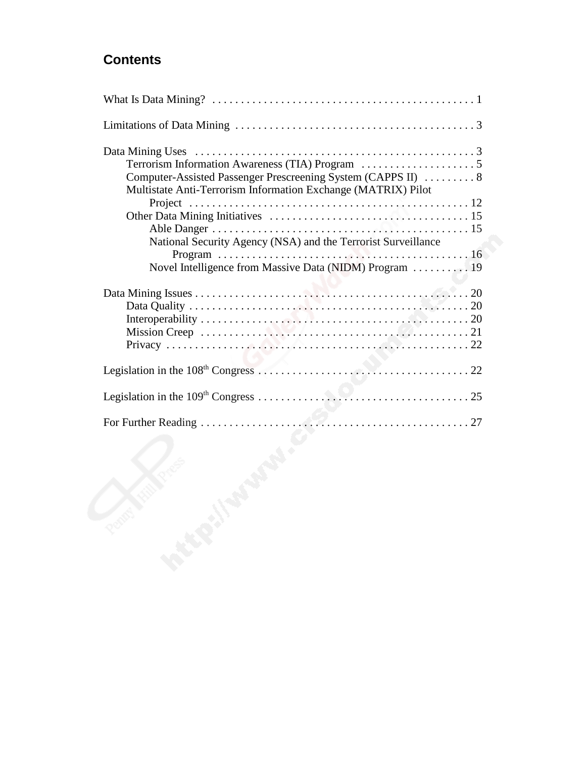## Contents

What Is Data Mining? . . . . . . . . . . . . . . . . . . . . . . . . . . . . . . . . . . . . . . . . . . . . . . 1

Limitations of Data Mining . . . . . . . . . . . . . . . . . . . . . . . . . . . . . . . . . . . . . . . . . . 3

Data Mining Uses . . . . . . . . . . . . . . . . . . . . . . . . . . . . . . . . . . . . . . . . . . . . . . . . . 3
- Terrorism Information Awareness (TIA) Program . . . . . . . . . . . . . . . . . . . . 5
- Computer-Assisted Passenger Prescreening System (CAPPS II) . . . . . . . . . 8
- Multistate Anti-Terrorism Information Exchange (MATRIX) Pilot Project . . . . . . . . . . . . . . . . . . . . . . . . . . . . . . . . . . . . . . . . . . . . . . . . . 12
- Other Data Mining Initiatives . . . . . . . . . . . . . . . . . . . . . . . . . . . . . . . . . . . 15
  - Able Danger . . . . . . . . . . . . . . . . . . . . . . . . . . . . . . . . . . . . . . . . . . . . 15
  - National Security Agency (NSA) and the Terrorist Surveillance Program . . . . . . . . . . . . . . . . . . . . . . . . . . . . . . . . . . . . . . . . . . . . 16
  - Novel Intelligence from Massive Data (NIDM) Program . . . . . . . . . . 19

Data Mining Issues . . . . . . . . . . . . . . . . . . . . . . . . . . . . . . . . . . . . . . . . . . . . . . . . 20
- Data Quality . . . . . . . . . . . . . . . . . . . . . . . . . . . . . . . . . . . . . . . . . . . . . . . . 20
- Interoperability . . . . . . . . . . . . . . . . . . . . . . . . . . . . . . . . . . . . . . . . . . . . . . 20
- Mission Creep . . . . . . . . . . . . . . . . . . . . . . . . . . . . . . . . . . . . . . . . . . . . . . 21
- Privacy . . . . . . . . . . . . . . . . . . . . . . . . . . . . . . . . . . . . . . . . . . . . . . . . . . . . 22

Legislation in the 108th Congress . . . . . . . . . . . . . . . . . . . . . . . . . . . . . . . . . . . . . 22

Legislation in the 109th Congress . . . . . . . . . . . . . . . . . . . . . . . . . . . . . . . . . . . . . 25

For Further Reading . . . . . . . . . . . . . . . . . . . . . . . . . . . . . . . . . . . . . . . . . . . . . . . 27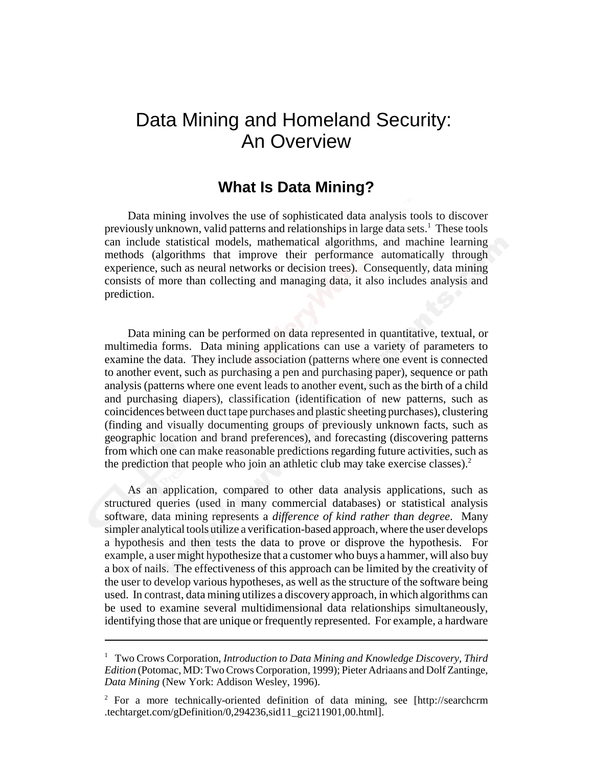# Data Mining and Homeland Security: An Overview

## What Is Data Mining?

Data mining involves the use of sophisticated data analysis tools to discover previously unknown, valid patterns and relationships in large data sets.[1] These tools can include statistical models, mathematical algorithms, and machine learning methods (algorithms that improve their performance automatically through experience, such as neural networks or decision trees). Consequently, data mining consists of more than collecting and managing data, it also includes analysis and prediction.

Data mining can be performed on data represented in quantitative, textual, or multimedia forms. Data mining applications can use a variety of parameters to examine the data. They include association (patterns where one event is connected to another event, such as purchasing a pen and purchasing paper), sequence or path analysis (patterns where one event leads to another event, such as the birth of a child and purchasing diapers), classification (identification of new patterns, such as coincidences between duct tape purchases and plastic sheeting purchases), clustering (finding and visually documenting groups of previously unknown facts, such as geographic location and brand preferences), and forecasting (discovering patterns from which one can make reasonable predictions regarding future activities, such as the prediction that people who join an athletic club may take exercise classes).[2]

As an application, compared to other data analysis applications, such as structured queries (used in many commercial databases) or statistical analysis software, data mining represents a *difference of kind rather than degree*. Many simpler analytical tools utilize a verification-based approach, where the user develops a hypothesis and then tests the data to prove or disprove the hypothesis. For example, a user might hypothesize that a customer who buys a hammer, will also buy a box of nails. The effectiveness of this approach can be limited by the creativity of the user to develop various hypotheses, as well as the structure of the software being used. In contrast, data mining utilizes a discovery approach, in which algorithms can be used to examine several multidimensional data relationships simultaneously, identifying those that are unique or frequently represented. For example, a hardware

---

[1] Two Crows Corporation, *Introduction to Data Mining and Knowledge Discovery, Third Edition* (Potomac, MD: Two Crows Corporation, 1999); Pieter Adriaans and Dolf Zantinge, *Data Mining* (New York: Addison Wesley, 1996).

[2] For a more technically-oriented definition of data mining, see [http://searchcrm.techtarget.com/gDefinition/0,294236,sid11_gci211901,00.html].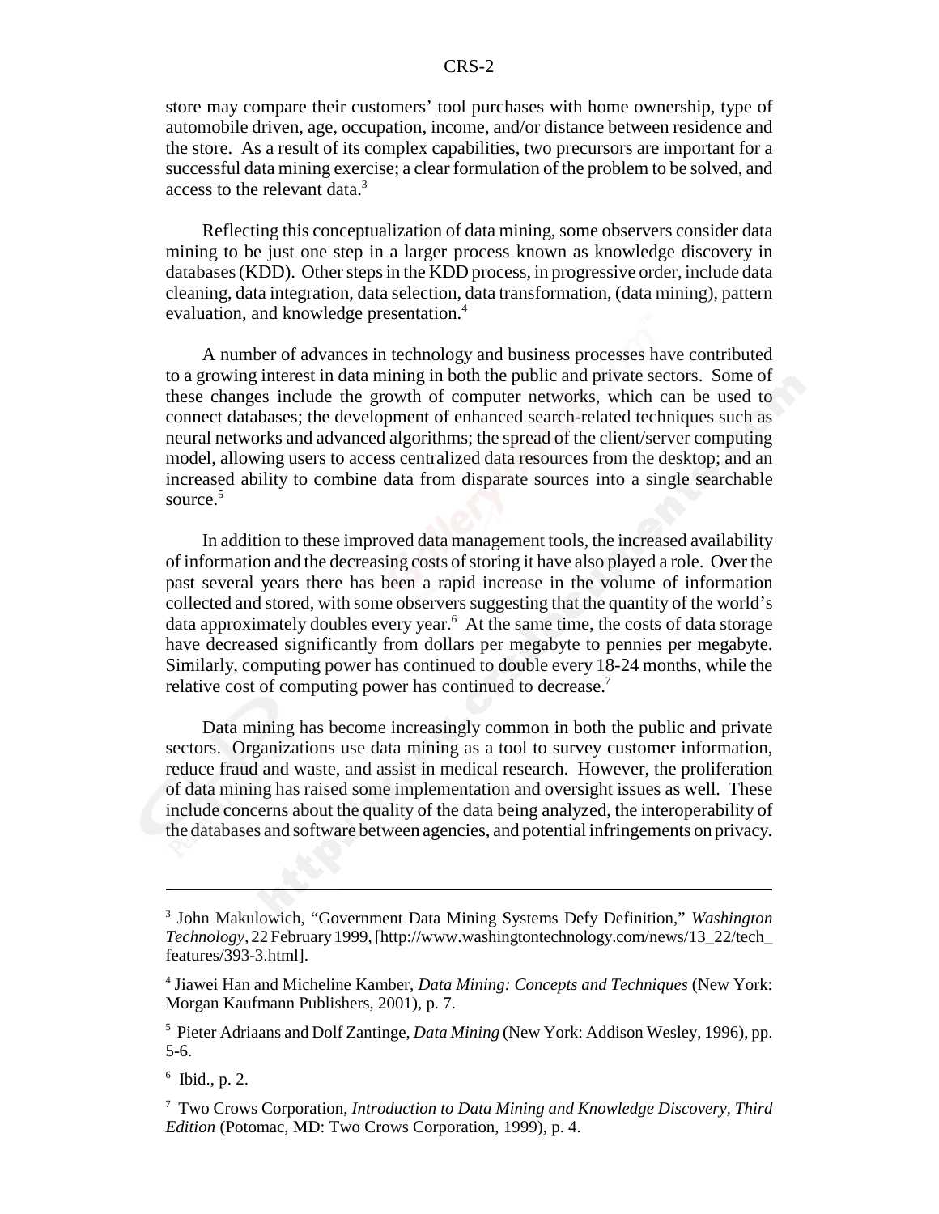store may compare their customers' tool purchases with home ownership, type of automobile driven, age, occupation, income, and/or distance between residence and the store. As a result of its complex capabilities, two precursors are important for a successful data mining exercise; a clear formulation of the problem to be solved, and access to the relevant data.[3]

Reflecting this conceptualization of data mining, some observers consider data mining to be just one step in a larger process known as knowledge discovery in databases (KDD). Other steps in the KDD process, in progressive order, include data cleaning, data integration, data selection, data transformation, (data mining), pattern evaluation, and knowledge presentation.[4]

A number of advances in technology and business processes have contributed to a growing interest in data mining in both the public and private sectors. Some of these changes include the growth of computer networks, which can be used to connect databases; the development of enhanced search-related techniques such as neural networks and advanced algorithms; the spread of the client/server computing model, allowing users to access centralized data resources from the desktop; and an increased ability to combine data from disparate sources into a single searchable source.[5]

In addition to these improved data management tools, the increased availability of information and the decreasing costs of storing it have also played a role. Over the past several years there has been a rapid increase in the volume of information collected and stored, with some observers suggesting that the quantity of the world's data approximately doubles every year.[6] At the same time, the costs of data storage have decreased significantly from dollars per megabyte to pennies per megabyte. Similarly, computing power has continued to double every 18-24 months, while the relative cost of computing power has continued to decrease.[7]

Data mining has become increasingly common in both the public and private sectors. Organizations use data mining as a tool to survey customer information, reduce fraud and waste, and assist in medical research. However, the proliferation of data mining has raised some implementation and oversight issues as well. These include concerns about the quality of the data being analyzed, the interoperability of the databases and software between agencies, and potential infringements on privacy.

---

[3] John Makulowich, "Government Data Mining Systems Defy Definition," *Washington Technology*, 22 February 1999, [http://www.washingtontechnology.com/news/13_22/tech_features/393-3.html].

[4] Jiawei Han and Micheline Kamber, *Data Mining: Concepts and Techniques* (New York: Morgan Kaufmann Publishers, 2001), p. 7.

[5] Pieter Adriaans and Dolf Zantinge, *Data Mining* (New York: Addison Wesley, 1996), pp. 5-6.

[6] Ibid., p. 2.

[7] Two Crows Corporation, *Introduction to Data Mining and Knowledge Discovery, Third Edition* (Potomac, MD: Two Crows Corporation, 1999), p. 4.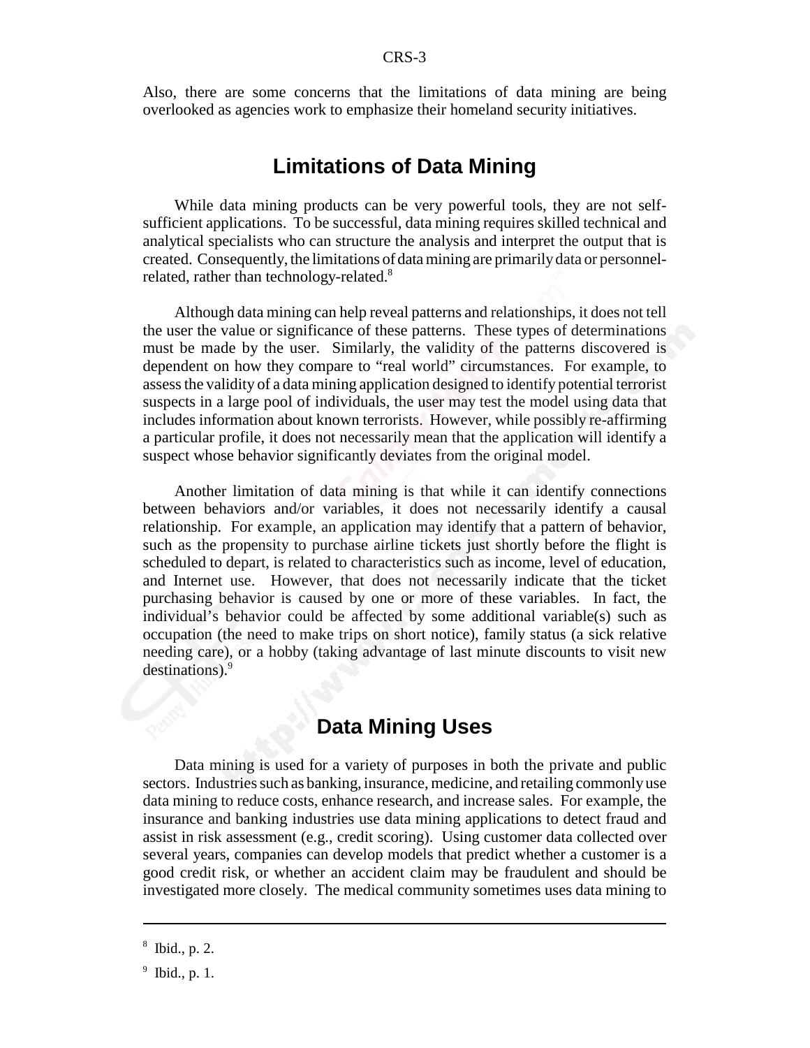Also, there are some concerns that the limitations of data mining are being overlooked as agencies work to emphasize their homeland security initiatives.

## Limitations of Data Mining

While data mining products can be very powerful tools, they are not self-sufficient applications. To be successful, data mining requires skilled technical and analytical specialists who can structure the analysis and interpret the output that is created. Consequently, the limitations of data mining are primarily data or personnel-related, rather than technology-related.[8]

Although data mining can help reveal patterns and relationships, it does not tell the user the value or significance of these patterns. These types of determinations must be made by the user. Similarly, the validity of the patterns discovered is dependent on how they compare to "real world" circumstances. For example, to assess the validity of a data mining application designed to identify potential terrorist suspects in a large pool of individuals, the user may test the model using data that includes information about known terrorists. However, while possibly re-affirming a particular profile, it does not necessarily mean that the application will identify a suspect whose behavior significantly deviates from the original model.

Another limitation of data mining is that while it can identify connections between behaviors and/or variables, it does not necessarily identify a causal relationship. For example, an application may identify that a pattern of behavior, such as the propensity to purchase airline tickets just shortly before the flight is scheduled to depart, is related to characteristics such as income, level of education, and Internet use. However, that does not necessarily indicate that the ticket purchasing behavior is caused by one or more of these variables. In fact, the individual's behavior could be affected by some additional variable(s) such as occupation (the need to make trips on short notice), family status (a sick relative needing care), or a hobby (taking advantage of last minute discounts to visit new destinations).[9]

## Data Mining Uses

Data mining is used for a variety of purposes in both the private and public sectors. Industries such as banking, insurance, medicine, and retailing commonly use data mining to reduce costs, enhance research, and increase sales. For example, the insurance and banking industries use data mining applications to detect fraud and assist in risk assessment (e.g., credit scoring). Using customer data collected over several years, companies can develop models that predict whether a customer is a good credit risk, or whether an accident claim may be fraudulent and should be investigated more closely. The medical community sometimes uses data mining to

---

[8] Ibid., p. 2.

[9] Ibid., p. 1.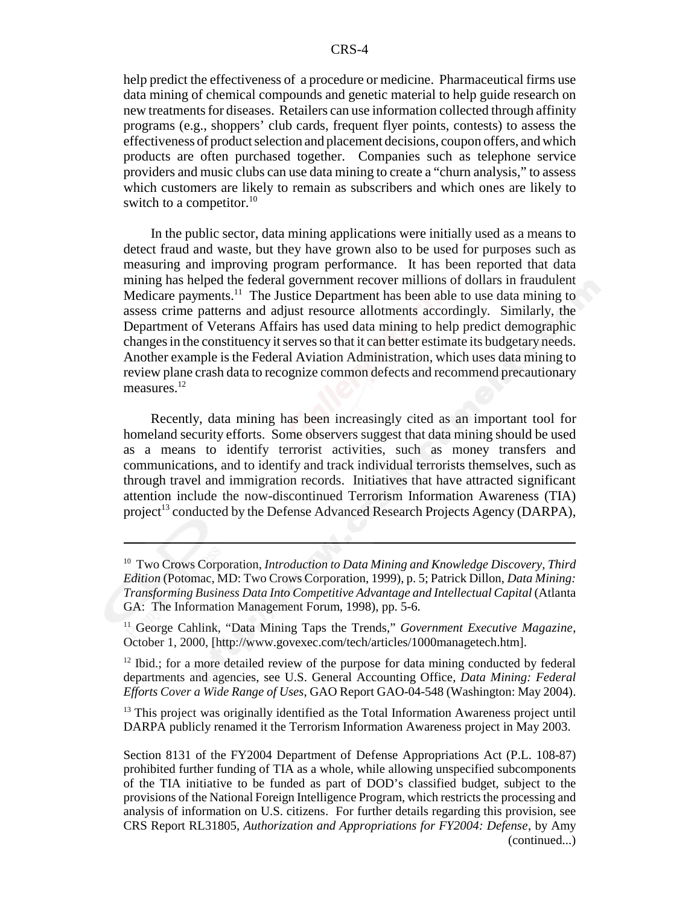help predict the effectiveness of a procedure or medicine. Pharmaceutical firms use data mining of chemical compounds and genetic material to help guide research on new treatments for diseases. Retailers can use information collected through affinity programs (e.g., shoppers' club cards, frequent flyer points, contests) to assess the effectiveness of product selection and placement decisions, coupon offers, and which products are often purchased together. Companies such as telephone service providers and music clubs can use data mining to create a "churn analysis," to assess which customers are likely to remain as subscribers and which ones are likely to switch to a competitor.[10]

In the public sector, data mining applications were initially used as a means to detect fraud and waste, but they have grown also to be used for purposes such as measuring and improving program performance. It has been reported that data mining has helped the federal government recover millions of dollars in fraudulent Medicare payments.[11] The Justice Department has been able to use data mining to assess crime patterns and adjust resource allotments accordingly. Similarly, the Department of Veterans Affairs has used data mining to help predict demographic changes in the constituency it serves so that it can better estimate its budgetary needs. Another example is the Federal Aviation Administration, which uses data mining to review plane crash data to recognize common defects and recommend precautionary measures.[12]

Recently, data mining has been increasingly cited as an important tool for homeland security efforts. Some observers suggest that data mining should be used as a means to identify terrorist activities, such as money transfers and communications, and to identify and track individual terrorists themselves, such as through travel and immigration records. Initiatives that have attracted significant attention include the now-discontinued Terrorism Information Awareness (TIA) project[13] conducted by the Defense Advanced Research Projects Agency (DARPA),

---

[10] Two Crows Corporation, *Introduction to Data Mining and Knowledge Discovery, Third Edition* (Potomac, MD: Two Crows Corporation, 1999), p. 5; Patrick Dillon, *Data Mining: Transforming Business Data Into Competitive Advantage and Intellectual Capital* (Atlanta GA: The Information Management Forum, 1998), pp. 5-6.

[11] George Cahlink, "Data Mining Taps the Trends," *Government Executive Magazine*, October 1, 2000, [http://www.govexec.com/tech/articles/1000managetech.htm].

[12] Ibid.; for a more detailed review of the purpose for data mining conducted by federal departments and agencies, see U.S. General Accounting Office, *Data Mining: Federal Efforts Cover a Wide Range of Uses*, GAO Report GAO-04-548 (Washington: May 2004).

[13] This project was originally identified as the Total Information Awareness project until DARPA publicly renamed it the Terrorism Information Awareness project in May 2003.

Section 8131 of the FY2004 Department of Defense Appropriations Act (P.L. 108-87) prohibited further funding of TIA as a whole, while allowing unspecified subcomponents of the TIA initiative to be funded as part of DOD's classified budget, subject to the provisions of the National Foreign Intelligence Program, which restricts the processing and analysis of information on U.S. citizens. For further details regarding this provision, see CRS Report RL31805, *Authorization and Appropriations for FY2004: Defense*, by Amy (continued...)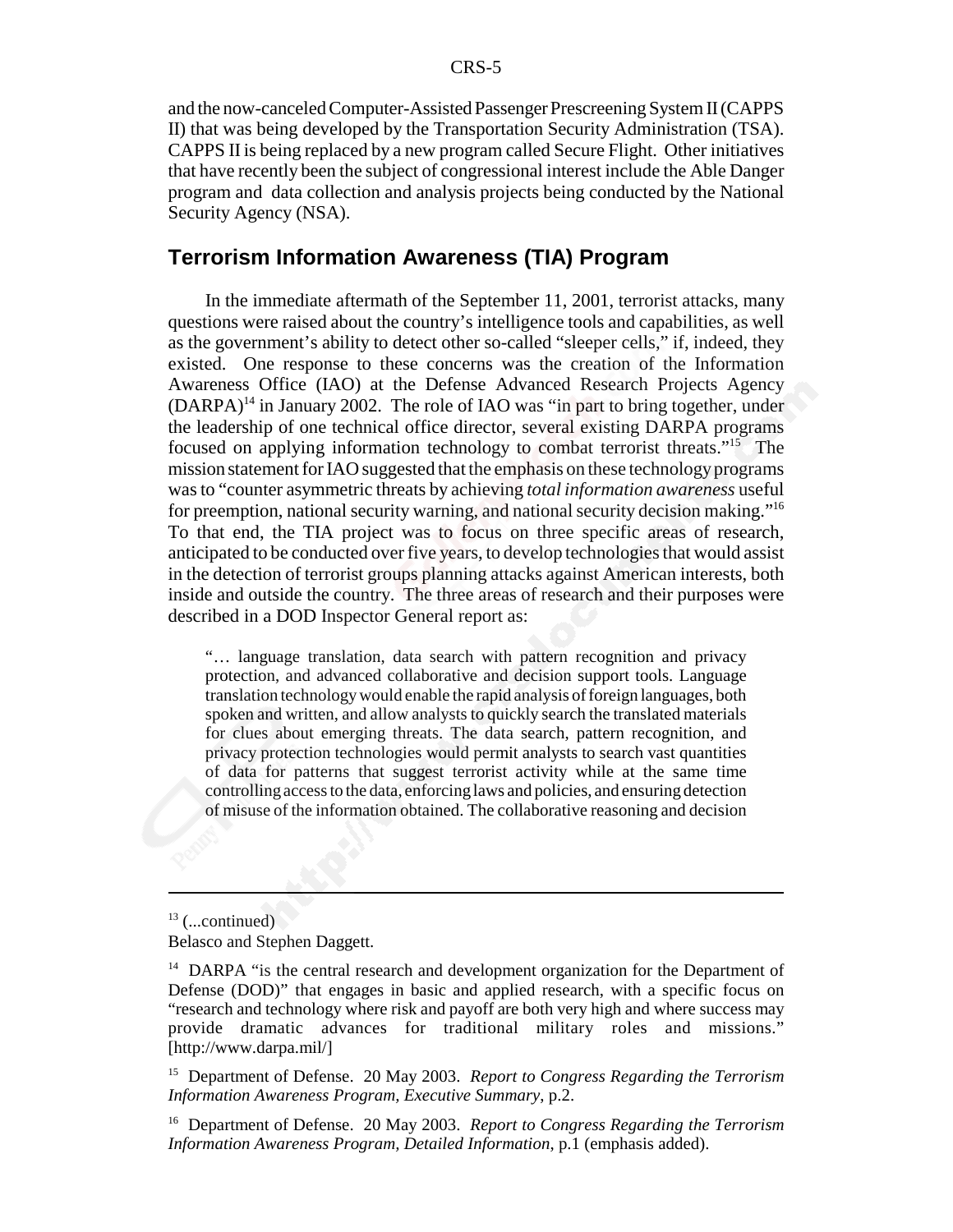and the now-canceled Computer-Assisted Passenger Prescreening System II (CAPPS II) that was being developed by the Transportation Security Administration (TSA). CAPPS II is being replaced by a new program called Secure Flight. Other initiatives that have recently been the subject of congressional interest include the Able Danger program and data collection and analysis projects being conducted by the National Security Agency (NSA).

## Terrorism Information Awareness (TIA) Program

In the immediate aftermath of the September 11, 2001, terrorist attacks, many questions were raised about the country's intelligence tools and capabilities, as well as the government's ability to detect other so-called "sleeper cells," if, indeed, they existed. One response to these concerns was the creation of the Information Awareness Office (IAO) at the Defense Advanced Research Projects Agency (DARPA)[14] in January 2002. The role of IAO was "in part to bring together, under the leadership of one technical office director, several existing DARPA programs focused on applying information technology to combat terrorist threats."[15] The mission statement for IAO suggested that the emphasis on these technology programs was to "counter asymmetric threats by achieving *total information awareness* useful for preemption, national security warning, and national security decision making."[16] To that end, the TIA project was to focus on three specific areas of research, anticipated to be conducted over five years, to develop technologies that would assist in the detection of terrorist groups planning attacks against American interests, both inside and outside the country. The three areas of research and their purposes were described in a DOD Inspector General report as:

> "… language translation, data search with pattern recognition and privacy protection, and advanced collaborative and decision support tools. Language translation technology would enable the rapid analysis of foreign languages, both spoken and written, and allow analysts to quickly search the translated materials for clues about emerging threats. The data search, pattern recognition, and privacy protection technologies would permit analysts to search vast quantities of data for patterns that suggest terrorist activity while at the same time controlling access to the data, enforcing laws and policies, and ensuring detection of misuse of the information obtained. The collaborative reasoning and decision

---

[13] (...continued)
Belasco and Stephen Daggett.

[14] DARPA "is the central research and development organization for the Department of Defense (DOD)" that engages in basic and applied research, with a specific focus on "research and technology where risk and payoff are both very high and where success may provide dramatic advances for traditional military roles and missions." [http://www.darpa.mil/]

[15] Department of Defense. 20 May 2003. *Report to Congress Regarding the Terrorism Information Awareness Program, Executive Summary*, p.2.

[16] Department of Defense. 20 May 2003. *Report to Congress Regarding the Terrorism Information Awareness Program, Detailed Information*, p.1 (emphasis added).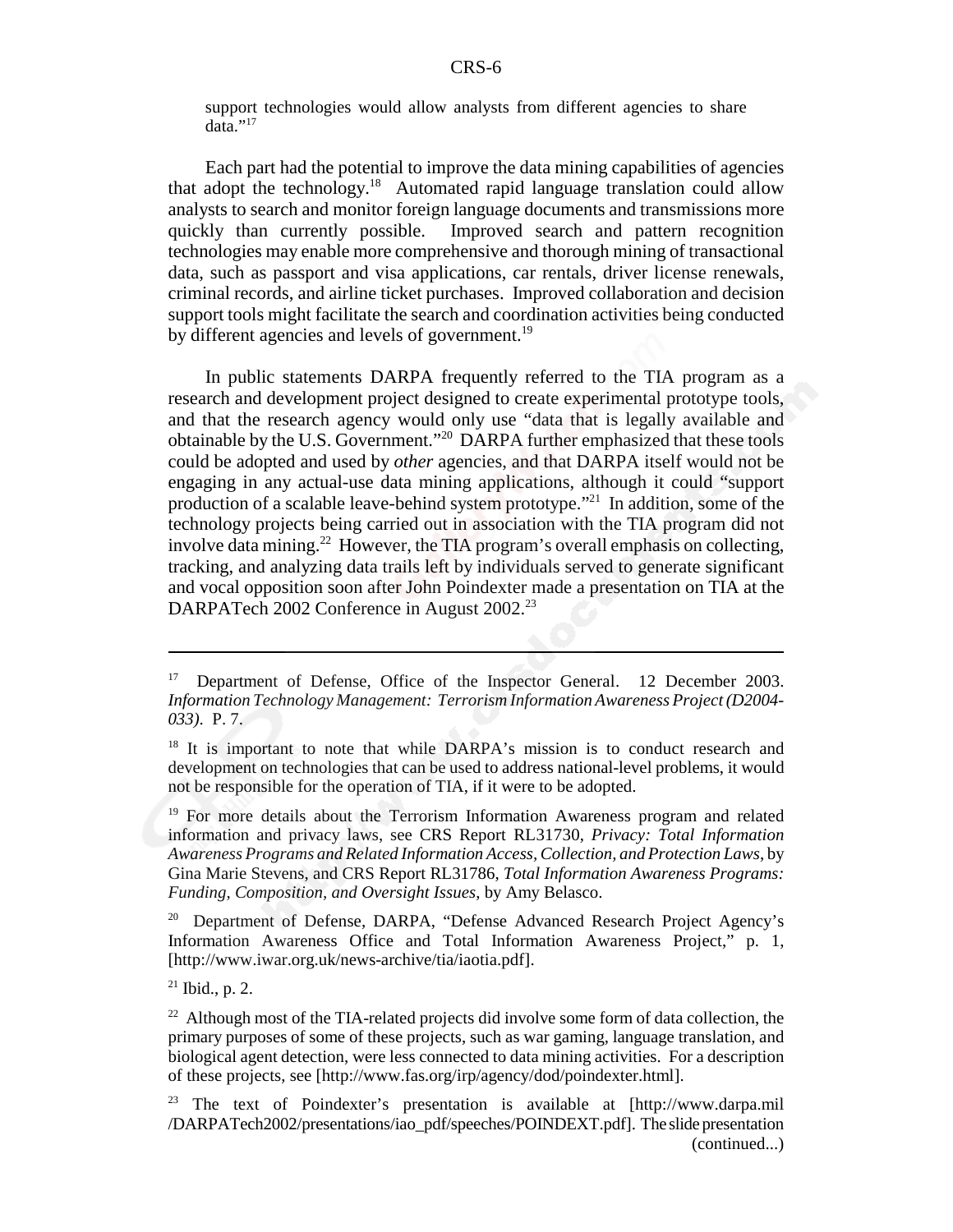support technologies would allow analysts from different agencies to share data."[17]

Each part had the potential to improve the data mining capabilities of agencies that adopt the technology.[18] Automated rapid language translation could allow analysts to search and monitor foreign language documents and transmissions more quickly than currently possible. Improved search and pattern recognition technologies may enable more comprehensive and thorough mining of transactional data, such as passport and visa applications, car rentals, driver license renewals, criminal records, and airline ticket purchases. Improved collaboration and decision support tools might facilitate the search and coordination activities being conducted by different agencies and levels of government.[19]

In public statements DARPA frequently referred to the TIA program as a research and development project designed to create experimental prototype tools, and that the research agency would only use "data that is legally available and obtainable by the U.S. Government."[20] DARPA further emphasized that these tools could be adopted and used by *other* agencies, and that DARPA itself would not be engaging in any actual-use data mining applications, although it could "support production of a scalable leave-behind system prototype."[21] In addition, some of the technology projects being carried out in association with the TIA program did not involve data mining.[22] However, the TIA program's overall emphasis on collecting, tracking, and analyzing data trails left by individuals served to generate significant and vocal opposition soon after John Poindexter made a presentation on TIA at the DARPATech 2002 Conference in August 2002.[23]

---

[17] Department of Defense, Office of the Inspector General. 12 December 2003. *Information Technology Management: Terrorism Information Awareness Project (D2004-033)*. P. 7.

[18] It is important to note that while DARPA's mission is to conduct research and development on technologies that can be used to address national-level problems, it would not be responsible for the operation of TIA, if it were to be adopted.

[19] For more details about the Terrorism Information Awareness program and related information and privacy laws, see CRS Report RL31730, *Privacy: Total Information Awareness Programs and Related Information Access, Collection, and Protection Laws*, by Gina Marie Stevens, and CRS Report RL31786, *Total Information Awareness Programs: Funding, Composition, and Oversight Issues*, by Amy Belasco.

[20] Department of Defense, DARPA, "Defense Advanced Research Project Agency's Information Awareness Office and Total Information Awareness Project," p. 1, [http://www.iwar.org.uk/news-archive/tia/iaotia.pdf].

[21] Ibid., p. 2.

[22] Although most of the TIA-related projects did involve some form of data collection, the primary purposes of some of these projects, such as war gaming, language translation, and biological agent detection, were less connected to data mining activities. For a description of these projects, see [http://www.fas.org/irp/agency/dod/poindexter.html].

[23] The text of Poindexter's presentation is available at [http://www.darpa.mil/DARPATech2002/presentations/iao_pdf/speeches/POINDEXT.pdf]. The slide presentation (continued...)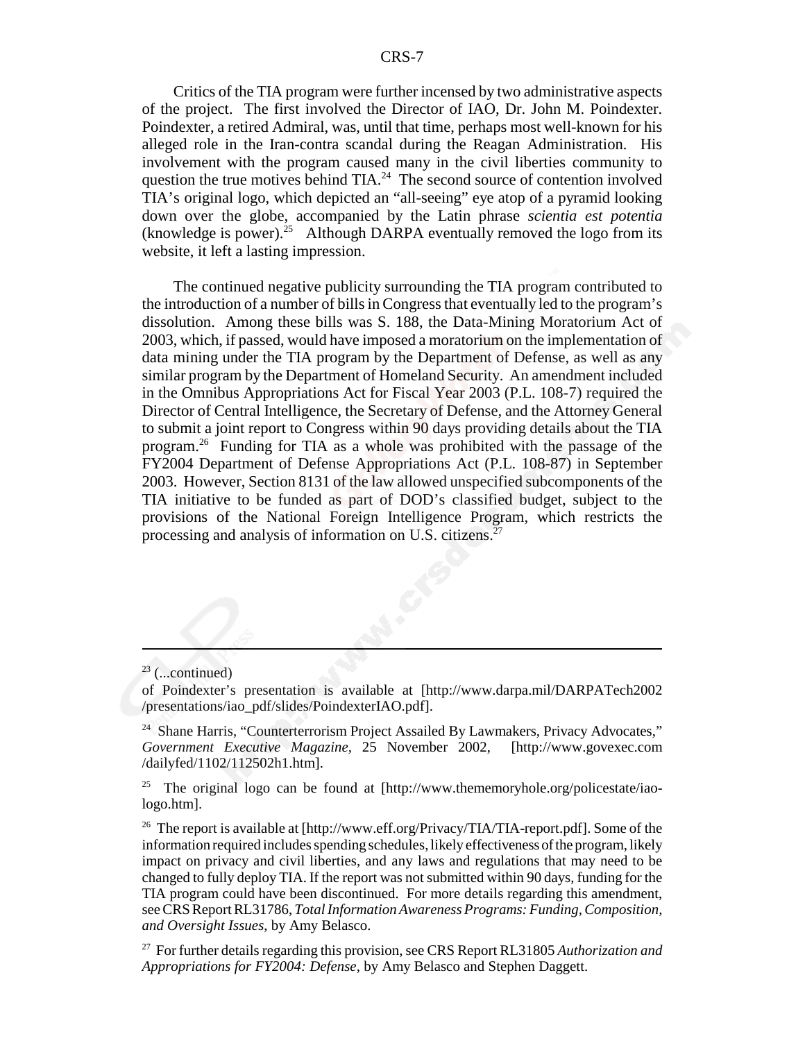Critics of the TIA program were further incensed by two administrative aspects of the project. The first involved the Director of IAO, Dr. John M. Poindexter. Poindexter, a retired Admiral, was, until that time, perhaps most well-known for his alleged role in the Iran-contra scandal during the Reagan Administration. His involvement with the program caused many in the civil liberties community to question the true motives behind TIA.[24] The second source of contention involved TIA's original logo, which depicted an "all-seeing" eye atop of a pyramid looking down over the globe, accompanied by the Latin phrase *scientia est potentia* (knowledge is power).[25] Although DARPA eventually removed the logo from its website, it left a lasting impression.

The continued negative publicity surrounding the TIA program contributed to the introduction of a number of bills in Congress that eventually led to the program's dissolution. Among these bills was S. 188, the Data-Mining Moratorium Act of 2003, which, if passed, would have imposed a moratorium on the implementation of data mining under the TIA program by the Department of Defense, as well as any similar program by the Department of Homeland Security. An amendment included in the Omnibus Appropriations Act for Fiscal Year 2003 (P.L. 108-7) required the Director of Central Intelligence, the Secretary of Defense, and the Attorney General to submit a joint report to Congress within 90 days providing details about the TIA program.[26] Funding for TIA as a whole was prohibited with the passage of the FY2004 Department of Defense Appropriations Act (P.L. 108-87) in September 2003. However, Section 8131 of the law allowed unspecified subcomponents of the TIA initiative to be funded as part of DOD's classified budget, subject to the provisions of the National Foreign Intelligence Program, which restricts the processing and analysis of information on U.S. citizens.[27]

---

[23] (...continued)
of Poindexter's presentation is available at [http://www.darpa.mil/DARPATech2002/presentations/iao_pdf/slides/PoindexterIAO.pdf].

[24] Shane Harris, "Counterterrorism Project Assailed By Lawmakers, Privacy Advocates," *Government Executive Magazine*, 25 November 2002, [http://www.govexec.com/dailyfed/1102/112502h1.htm].

[25] The original logo can be found at [http://www.thememoryhole.org/policestate/iao-logo.htm].

[26] The report is available at [http://www.eff.org/Privacy/TIA/TIA-report.pdf]. Some of the information required includes spending schedules, likely effectiveness of the program, likely impact on privacy and civil liberties, and any laws and regulations that may need to be changed to fully deploy TIA. If the report was not submitted within 90 days, funding for the TIA program could have been discontinued. For more details regarding this amendment, see CRS Report RL31786, *Total Information Awareness Programs: Funding, Composition, and Oversight Issues*, by Amy Belasco.

[27] For further details regarding this provision, see CRS Report RL31805 *Authorization and Appropriations for FY2004: Defense*, by Amy Belasco and Stephen Daggett.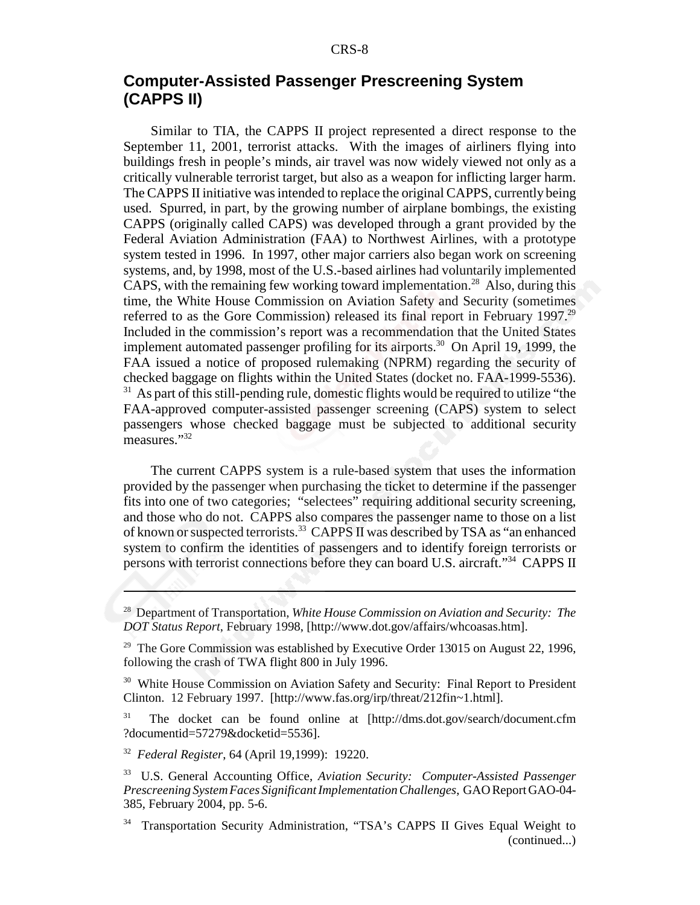## Computer-Assisted Passenger Prescreening System (CAPPS II)

Similar to TIA, the CAPPS II project represented a direct response to the September 11, 2001, terrorist attacks. With the images of airliners flying into buildings fresh in people's minds, air travel was now widely viewed not only as a critically vulnerable terrorist target, but also as a weapon for inflicting larger harm. The CAPPS II initiative was intended to replace the original CAPPS, currently being used. Spurred, in part, by the growing number of airplane bombings, the existing CAPPS (originally called CAPS) was developed through a grant provided by the Federal Aviation Administration (FAA) to Northwest Airlines, with a prototype system tested in 1996. In 1997, other major carriers also began work on screening systems, and, by 1998, most of the U.S.-based airlines had voluntarily implemented CAPS, with the remaining few working toward implementation.[28] Also, during this time, the White House Commission on Aviation Safety and Security (sometimes referred to as the Gore Commission) released its final report in February 1997.[29] Included in the commission's report was a recommendation that the United States implement automated passenger profiling for its airports.[30] On April 19, 1999, the FAA issued a notice of proposed rulemaking (NPRM) regarding the security of checked baggage on flights within the United States (docket no. FAA-1999-5536).[31] As part of this still-pending rule, domestic flights would be required to utilize "the FAA-approved computer-assisted passenger screening (CAPS) system to select passengers whose checked baggage must be subjected to additional security measures."[32]

The current CAPPS system is a rule-based system that uses the information provided by the passenger when purchasing the ticket to determine if the passenger fits into one of two categories; "selectees" requiring additional security screening, and those who do not. CAPPS also compares the passenger name to those on a list of known or suspected terrorists.[33] CAPPS II was described by TSA as "an enhanced system to confirm the identities of passengers and to identify foreign terrorists or persons with terrorist connections before they can board U.S. aircraft."[34] CAPPS II

---

[28] Department of Transportation, *White House Commission on Aviation and Security: The DOT Status Report*, February 1998, [http://www.dot.gov/affairs/whcoasas.htm].

[29] The Gore Commission was established by Executive Order 13015 on August 22, 1996, following the crash of TWA flight 800 in July 1996.

[30] White House Commission on Aviation Safety and Security: Final Report to President Clinton. 12 February 1997. [http://www.fas.org/irp/threat/212fin~1.html].

[31] The docket can be found online at [http://dms.dot.gov/search/document.cfm?documentid=57279&docketid=5536].

[32] *Federal Register*, 64 (April 19,1999): 19220.

[33] U.S. General Accounting Office, *Aviation Security: Computer-Assisted Passenger Prescreening System Faces Significant Implementation Challenges*, GAO Report GAO-04-385, February 2004, pp. 5-6.

[34] Transportation Security Administration, "TSA's CAPPS II Gives Equal Weight to (continued...)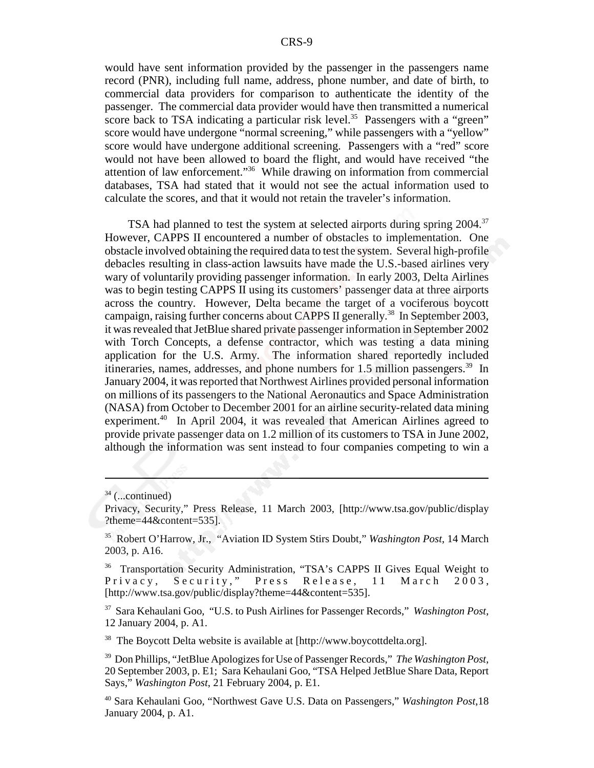would have sent information provided by the passenger in the passengers name record (PNR), including full name, address, phone number, and date of birth, to commercial data providers for comparison to authenticate the identity of the passenger. The commercial data provider would have then transmitted a numerical score back to TSA indicating a particular risk level.[35] Passengers with a "green" score would have undergone "normal screening," while passengers with a "yellow" score would have undergone additional screening. Passengers with a "red" score would not have been allowed to board the flight, and would have received "the attention of law enforcement."[36] While drawing on information from commercial databases, TSA had stated that it would not see the actual information used to calculate the scores, and that it would not retain the traveler's information.

TSA had planned to test the system at selected airports during spring 2004.[37] However, CAPPS II encountered a number of obstacles to implementation. One obstacle involved obtaining the required data to test the system. Several high-profile debacles resulting in class-action lawsuits have made the U.S.-based airlines very wary of voluntarily providing passenger information. In early 2003, Delta Airlines was to begin testing CAPPS II using its customers' passenger data at three airports across the country. However, Delta became the target of a vociferous boycott campaign, raising further concerns about CAPPS II generally.[38] In September 2003, it was revealed that JetBlue shared private passenger information in September 2002 with Torch Concepts, a defense contractor, which was testing a data mining application for the U.S. Army. The information shared reportedly included itineraries, names, addresses, and phone numbers for 1.5 million passengers.[39] In January 2004, it was reported that Northwest Airlines provided personal information on millions of its passengers to the National Aeronautics and Space Administration (NASA) from October to December 2001 for an airline security-related data mining experiment.[40] In April 2004, it was revealed that American Airlines agreed to provide private passenger data on 1.2 million of its customers to TSA in June 2002, although the information was sent instead to four companies competing to win a

---

[34] (...continued)
Privacy, Security," Press Release, 11 March 2003, [http://www.tsa.gov/public/display?theme=44&content=535].

[35] Robert O'Harrow, Jr., "Aviation ID System Stirs Doubt," *Washington Post*, 14 March 2003, p. A16.

[36] Transportation Security Administration, "TSA's CAPPS II Gives Equal Weight to Privacy, Security," Press Release, 11 March 2003, [http://www.tsa.gov/public/display?theme=44&content=535].

[37] Sara Kehaulani Goo, "U.S. to Push Airlines for Passenger Records," *Washington Post*, 12 January 2004, p. A1.

[38] The Boycott Delta website is available at [http://www.boycottdelta.org].

[39] Don Phillips, "JetBlue Apologizes for Use of Passenger Records," *The Washington Post*, 20 September 2003, p. E1; Sara Kehaulani Goo, "TSA Helped JetBlue Share Data, Report Says," *Washington Post*, 21 February 2004, p. E1.

[40] Sara Kehaulani Goo, "Northwest Gave U.S. Data on Passengers," *Washington Post*,18 January 2004, p. A1.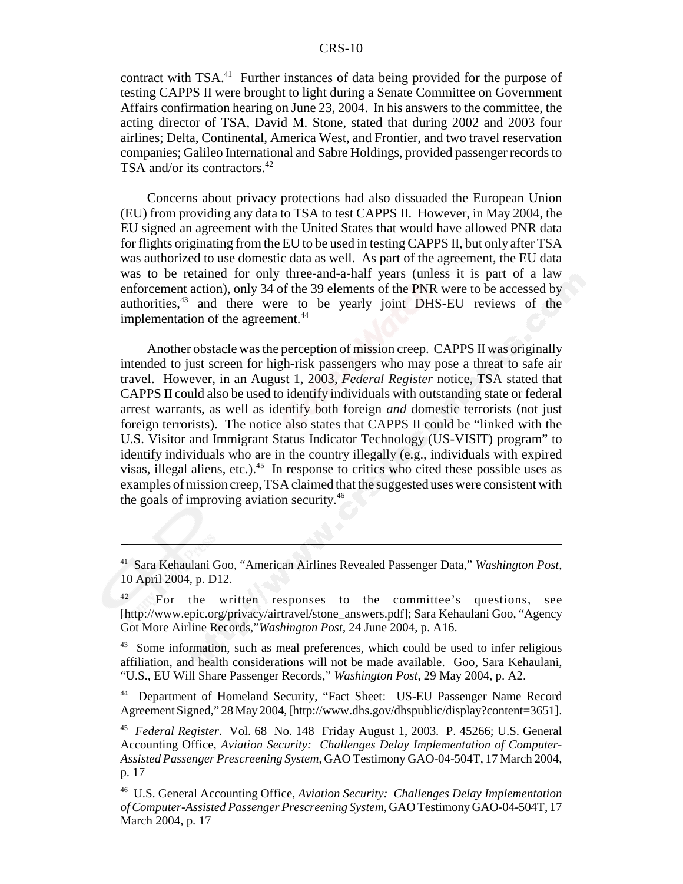contract with TSA.[41] Further instances of data being provided for the purpose of testing CAPPS II were brought to light during a Senate Committee on Government Affairs confirmation hearing on June 23, 2004. In his answers to the committee, the acting director of TSA, David M. Stone, stated that during 2002 and 2003 four airlines; Delta, Continental, America West, and Frontier, and two travel reservation companies; Galileo International and Sabre Holdings, provided passenger records to TSA and/or its contractors.[42]

Concerns about privacy protections had also dissuaded the European Union (EU) from providing any data to TSA to test CAPPS II. However, in May 2004, the EU signed an agreement with the United States that would have allowed PNR data for flights originating from the EU to be used in testing CAPPS II, but only after TSA was authorized to use domestic data as well. As part of the agreement, the EU data was to be retained for only three-and-a-half years (unless it is part of a law enforcement action), only 34 of the 39 elements of the PNR were to be accessed by authorities,[43] and there were to be yearly joint DHS-EU reviews of the implementation of the agreement.[44]

Another obstacle was the perception of mission creep. CAPPS II was originally intended to just screen for high-risk passengers who may pose a threat to safe air travel. However, in an August 1, 2003, *Federal Register* notice, TSA stated that CAPPS II could also be used to identify individuals with outstanding state or federal arrest warrants, as well as identify both foreign *and* domestic terrorists (not just foreign terrorists). The notice also states that CAPPS II could be "linked with the U.S. Visitor and Immigrant Status Indicator Technology (US-VISIT) program" to identify individuals who are in the country illegally (e.g., individuals with expired visas, illegal aliens, etc.).[45] In response to critics who cited these possible uses as examples of mission creep, TSA claimed that the suggested uses were consistent with the goals of improving aviation security.[46]

---

[41] Sara Kehaulani Goo, "American Airlines Revealed Passenger Data," *Washington Post*, 10 April 2004, p. D12.

[42] For the written responses to the committee's questions, see [http://www.epic.org/privacy/airtravel/stone_answers.pdf]; Sara Kehaulani Goo, "Agency Got More Airline Records,"*Washington Post*, 24 June 2004, p. A16.

[43] Some information, such as meal preferences, which could be used to infer religious affiliation, and health considerations will not be made available. Goo, Sara Kehaulani, "U.S., EU Will Share Passenger Records," *Washington Post*, 29 May 2004, p. A2.

[44] Department of Homeland Security, "Fact Sheet: US-EU Passenger Name Record Agreement Signed," 28 May 2004, [http://www.dhs.gov/dhspublic/display?content=3651].

[45] *Federal Register*. Vol. 68 No. 148 Friday August 1, 2003. P. 45266; U.S. General Accounting Office, *Aviation Security: Challenges Delay Implementation of Computer-Assisted Passenger Prescreening System*, GAO Testimony GAO-04-504T, 17 March 2004, p. 17

[46] U.S. General Accounting Office, *Aviation Security: Challenges Delay Implementation of Computer-Assisted Passenger Prescreening System*, GAO Testimony GAO-04-504T, 17 March 2004, p. 17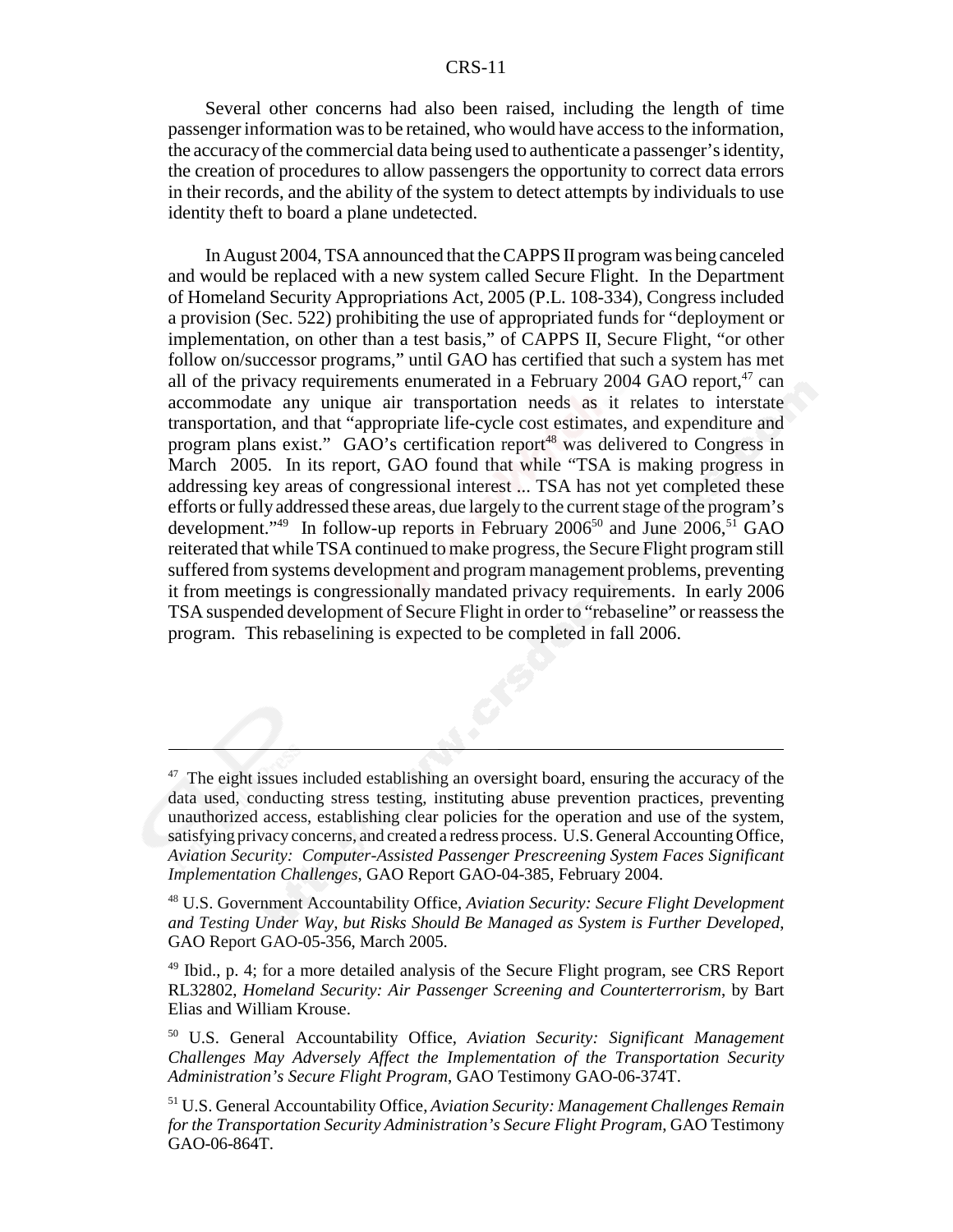Several other concerns had also been raised, including the length of time passenger information was to be retained, who would have access to the information, the accuracy of the commercial data being used to authenticate a passenger's identity, the creation of procedures to allow passengers the opportunity to correct data errors in their records, and the ability of the system to detect attempts by individuals to use identity theft to board a plane undetected.

In August 2004, TSA announced that the CAPPS II program was being canceled and would be replaced with a new system called Secure Flight. In the Department of Homeland Security Appropriations Act, 2005 (P.L. 108-334), Congress included a provision (Sec. 522) prohibiting the use of appropriated funds for "deployment or implementation, on other than a test basis," of CAPPS II, Secure Flight, "or other follow on/successor programs," until GAO has certified that such a system has met all of the privacy requirements enumerated in a February 2004 GAO report,[47] can accommodate any unique air transportation needs as it relates to interstate transportation, and that "appropriate life-cycle cost estimates, and expenditure and program plans exist." GAO's certification report[48] was delivered to Congress in March 2005. In its report, GAO found that while "TSA is making progress in addressing key areas of congressional interest ... TSA has not yet completed these efforts or fully addressed these areas, due largely to the current stage of the program's development."[49] In follow-up reports in February 2006[50] and June 2006,[51] GAO reiterated that while TSA continued to make progress, the Secure Flight program still suffered from systems development and program management problems, preventing it from meetings is congressionally mandated privacy requirements. In early 2006 TSA suspended development of Secure Flight in order to "rebaseline" or reassess the program. This rebaselining is expected to be completed in fall 2006.

---

[47] The eight issues included establishing an oversight board, ensuring the accuracy of the data used, conducting stress testing, instituting abuse prevention practices, preventing unauthorized access, establishing clear policies for the operation and use of the system, satisfying privacy concerns, and created a redress process. U.S. General Accounting Office, *Aviation Security: Computer-Assisted Passenger Prescreening System Faces Significant Implementation Challenges*, GAO Report GAO-04-385, February 2004.

[48] U.S. Government Accountability Office, *Aviation Security: Secure Flight Development and Testing Under Way, but Risks Should Be Managed as System is Further Developed*, GAO Report GAO-05-356, March 2005.

[49] Ibid., p. 4; for a more detailed analysis of the Secure Flight program, see CRS Report RL32802, *Homeland Security: Air Passenger Screening and Counterterrorism*, by Bart Elias and William Krouse.

[50] U.S. General Accountability Office, *Aviation Security: Significant Management Challenges May Adversely Affect the Implementation of the Transportation Security Administration's Secure Flight Program*, GAO Testimony GAO-06-374T.

[51] U.S. General Accountability Office, *Aviation Security: Management Challenges Remain for the Transportation Security Administration's Secure Flight Program*, GAO Testimony GAO-06-864T.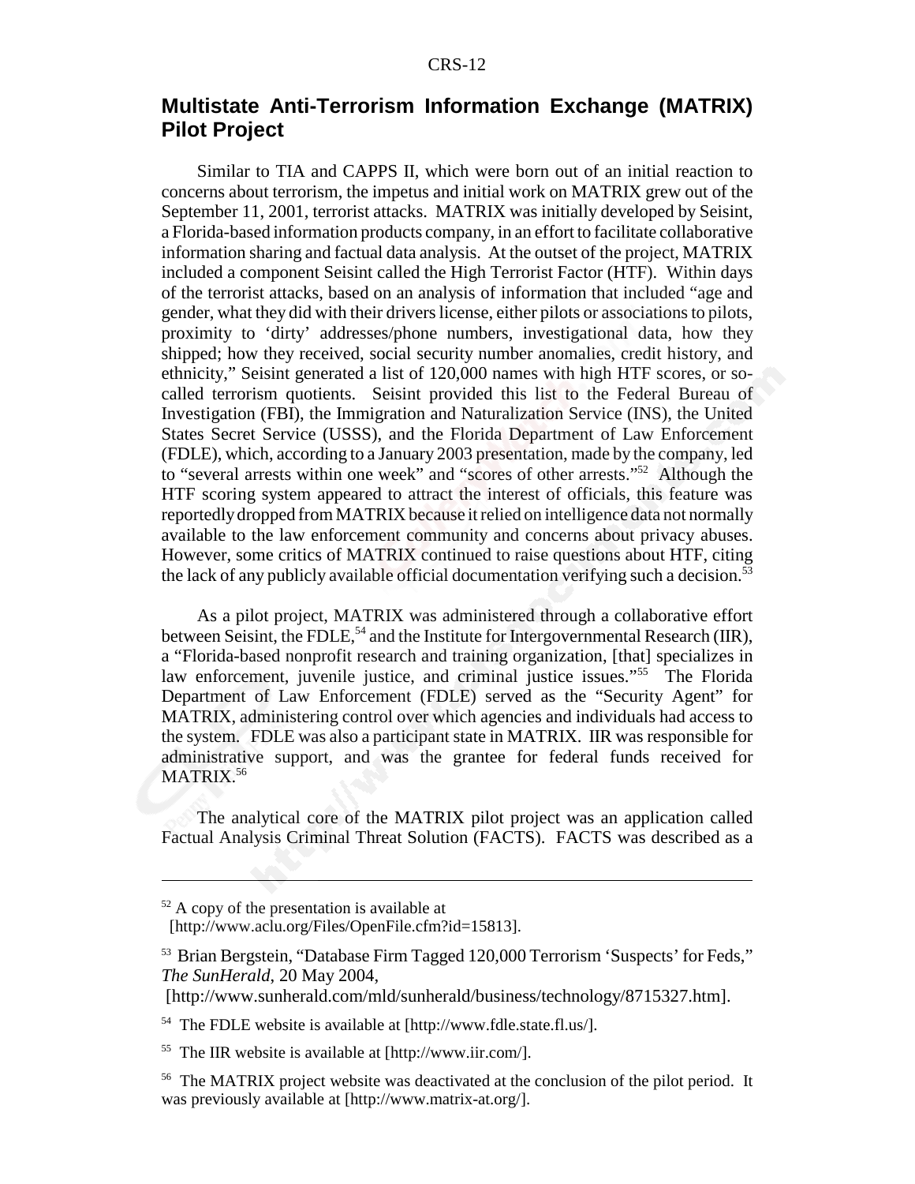## Multistate Anti-Terrorism Information Exchange (MATRIX) Pilot Project

Similar to TIA and CAPPS II, which were born out of an initial reaction to concerns about terrorism, the impetus and initial work on MATRIX grew out of the September 11, 2001, terrorist attacks. MATRIX was initially developed by Seisint, a Florida-based information products company, in an effort to facilitate collaborative information sharing and factual data analysis. At the outset of the project, MATRIX included a component Seisint called the High Terrorist Factor (HTF). Within days of the terrorist attacks, based on an analysis of information that included "age and gender, what they did with their drivers license, either pilots or associations to pilots, proximity to 'dirty' addresses/phone numbers, investigational data, how they shipped; how they received, social security number anomalies, credit history, and ethnicity," Seisint generated a list of 120,000 names with high HTF scores, or so-called terrorism quotients. Seisint provided this list to the Federal Bureau of Investigation (FBI), the Immigration and Naturalization Service (INS), the United States Secret Service (USSS), and the Florida Department of Law Enforcement (FDLE), which, according to a January 2003 presentation, made by the company, led to "several arrests within one week" and "scores of other arrests."[52] Although the HTF scoring system appeared to attract the interest of officials, this feature was reportedly dropped from MATRIX because it relied on intelligence data not normally available to the law enforcement community and concerns about privacy abuses. However, some critics of MATRIX continued to raise questions about HTF, citing the lack of any publicly available official documentation verifying such a decision.[53]

As a pilot project, MATRIX was administered through a collaborative effort between Seisint, the FDLE,[54] and the Institute for Intergovernmental Research (IIR), a "Florida-based nonprofit research and training organization, [that] specializes in law enforcement, juvenile justice, and criminal justice issues."[55] The Florida Department of Law Enforcement (FDLE) served as the "Security Agent" for MATRIX, administering control over which agencies and individuals had access to the system. FDLE was also a participant state in MATRIX. IIR was responsible for administrative support, and was the grantee for federal funds received for MATRIX.[56]

The analytical core of the MATRIX pilot project was an application called Factual Analysis Criminal Threat Solution (FACTS). FACTS was described as a

---

[52] A copy of the presentation is available at [http://www.aclu.org/Files/OpenFile.cfm?id=15813].

[53] Brian Bergstein, "Database Firm Tagged 120,000 Terrorism 'Suspects' for Feds," *The SunHerald,* 20 May 2004, [http://www.sunherald.com/mld/sunherald/business/technology/8715327.htm].

[54] The FDLE website is available at [http://www.fdle.state.fl.us/].

[55] The IIR website is available at [http://www.iir.com/].

[56] The MATRIX project website was deactivated at the conclusion of the pilot period. It was previously available at [http://www.matrix-at.org/].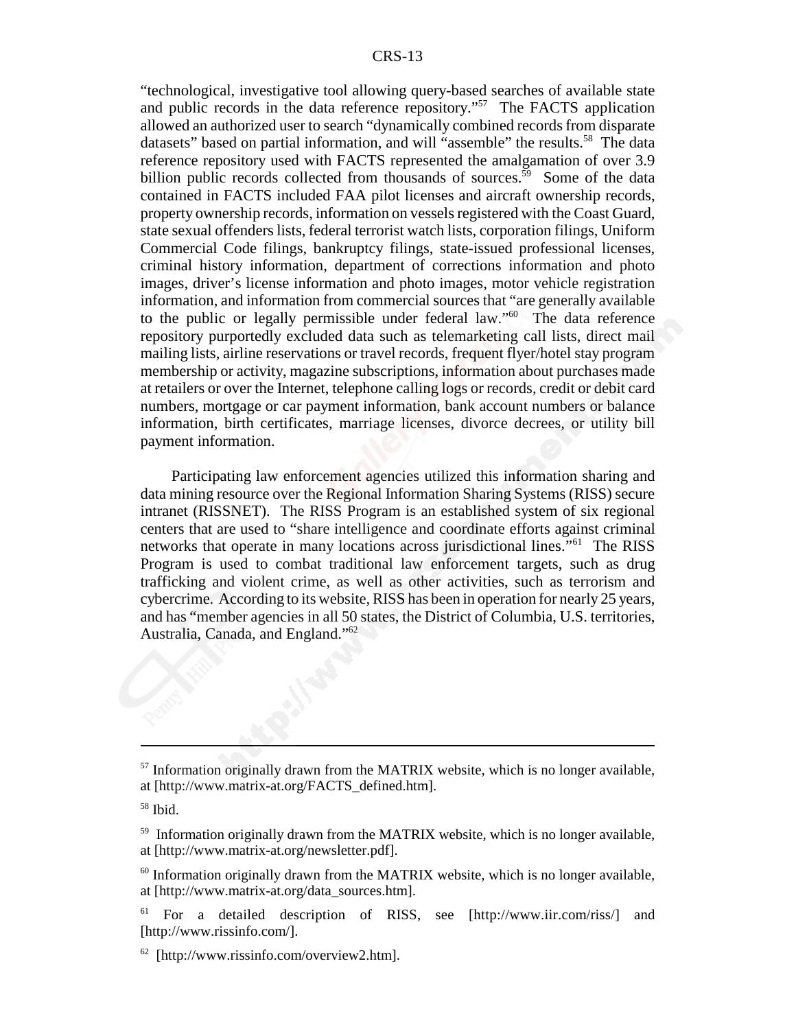"technological, investigative tool allowing query-based searches of available state and public records in the data reference repository."[57] The FACTS application allowed an authorized user to search "dynamically combined records from disparate datasets" based on partial information, and will "assemble" the results.[58] The data reference repository used with FACTS represented the amalgamation of over 3.9 billion public records collected from thousands of sources.[59] Some of the data contained in FACTS included FAA pilot licenses and aircraft ownership records, property ownership records, information on vessels registered with the Coast Guard, state sexual offenders lists, federal terrorist watch lists, corporation filings, Uniform Commercial Code filings, bankruptcy filings, state-issued professional licenses, criminal history information, department of corrections information and photo images, driver's license information and photo images, motor vehicle registration information, and information from commercial sources that "are generally available to the public or legally permissible under federal law."[60] The data reference repository purportedly excluded data such as telemarketing call lists, direct mail mailing lists, airline reservations or travel records, frequent flyer/hotel stay program membership or activity, magazine subscriptions, information about purchases made at retailers or over the Internet, telephone calling logs or records, credit or debit card numbers, mortgage or car payment information, bank account numbers or balance information, birth certificates, marriage licenses, divorce decrees, or utility bill payment information.

Participating law enforcement agencies utilized this information sharing and data mining resource over the Regional Information Sharing Systems (RISS) secure intranet (RISSNET). The RISS Program is an established system of six regional centers that are used to "share intelligence and coordinate efforts against criminal networks that operate in many locations across jurisdictional lines."[61] The RISS Program is used to combat traditional law enforcement targets, such as drug trafficking and violent crime, as well as other activities, such as terrorism and cybercrime. According to its website, RISS has been in operation for nearly 25 years, and has "member agencies in all 50 states, the District of Columbia, U.S. territories, Australia, Canada, and England."[62]

---

[57] Information originally drawn from the MATRIX website, which is no longer available, at [http://www.matrix-at.org/FACTS_defined.htm].

[58] Ibid.

[59] Information originally drawn from the MATRIX website, which is no longer available, at [http://www.matrix-at.org/newsletter.pdf].

[60] Information originally drawn from the MATRIX website, which is no longer available, at [http://www.matrix-at.org/data_sources.htm].

[61] For a detailed description of RISS, see [http://www.iir.com/riss/] and [http://www.rissinfo.com/].

[62] [http://www.rissinfo.com/overview2.htm].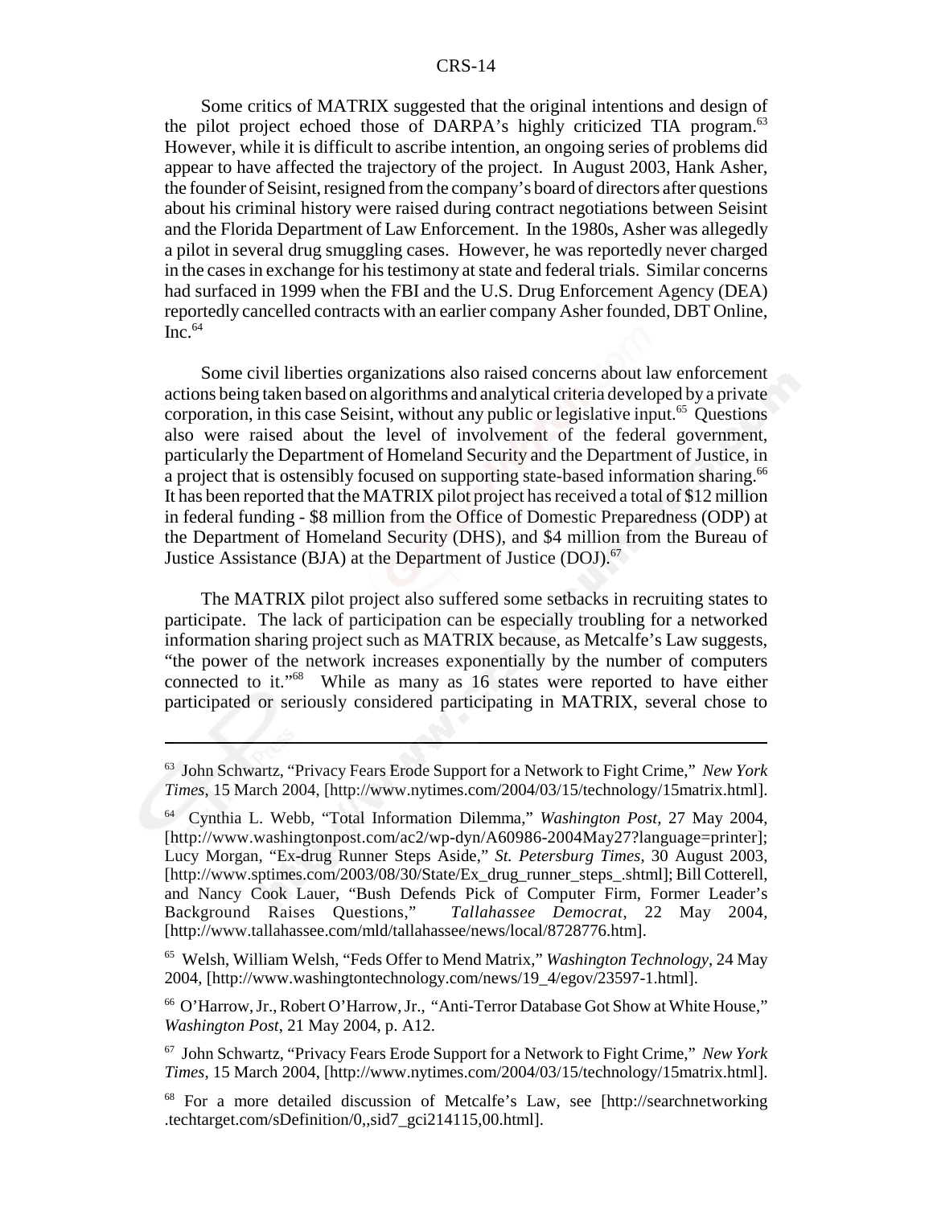Some critics of MATRIX suggested that the original intentions and design of the pilot project echoed those of DARPA's highly criticized TIA program.[63] However, while it is difficult to ascribe intention, an ongoing series of problems did appear to have affected the trajectory of the project. In August 2003, Hank Asher, the founder of Seisint, resigned from the company's board of directors after questions about his criminal history were raised during contract negotiations between Seisint and the Florida Department of Law Enforcement. In the 1980s, Asher was allegedly a pilot in several drug smuggling cases. However, he was reportedly never charged in the cases in exchange for his testimony at state and federal trials. Similar concerns had surfaced in 1999 when the FBI and the U.S. Drug Enforcement Agency (DEA) reportedly cancelled contracts with an earlier company Asher founded, DBT Online, Inc.[64]

Some civil liberties organizations also raised concerns about law enforcement actions being taken based on algorithms and analytical criteria developed by a private corporation, in this case Seisint, without any public or legislative input.[65] Questions also were raised about the level of involvement of the federal government, particularly the Department of Homeland Security and the Department of Justice, in a project that is ostensibly focused on supporting state-based information sharing.[66] It has been reported that the MATRIX pilot project has received a total of $12 million in federal funding - $8 million from the Office of Domestic Preparedness (ODP) at the Department of Homeland Security (DHS), and $4 million from the Bureau of Justice Assistance (BJA) at the Department of Justice (DOJ).[67]

The MATRIX pilot project also suffered some setbacks in recruiting states to participate. The lack of participation can be especially troubling for a networked information sharing project such as MATRIX because, as Metcalfe's Law suggests, "the power of the network increases exponentially by the number of computers connected to it."[68] While as many as 16 states were reported to have either participated or seriously considered participating in MATRIX, several chose to

---

[63] John Schwartz, "Privacy Fears Erode Support for a Network to Fight Crime," *New York Times*, 15 March 2004, [http://www.nytimes.com/2004/03/15/technology/15matrix.html].

[64] Cynthia L. Webb, "Total Information Dilemma," *Washington Post*, 27 May 2004, [http://www.washingtonpost.com/ac2/wp-dyn/A60986-2004May27?language=printer]; Lucy Morgan, "Ex-drug Runner Steps Aside," *St. Petersburg Times*, 30 August 2003, [http://www.sptimes.com/2003/08/30/State/Ex_drug_runner_steps_.shtml]; Bill Cotterell, and Nancy Cook Lauer, "Bush Defends Pick of Computer Firm, Former Leader's Background Raises Questions," *Tallahassee Democrat*, 22 May 2004, [http://www.tallahassee.com/mld/tallahassee/news/local/8728776.htm].

[65] Welsh, William Welsh, "Feds Offer to Mend Matrix," *Washington Technology*, 24 May 2004, [http://www.washingtontechnology.com/news/19_4/egov/23597-1.html].

[66] O'Harrow, Jr., Robert O'Harrow, Jr., "Anti-Terror Database Got Show at White House," *Washington Post*, 21 May 2004, p. A12.

[67] John Schwartz, "Privacy Fears Erode Support for a Network to Fight Crime," *New York Times*, 15 March 2004, [http://www.nytimes.com/2004/03/15/technology/15matrix.html].

[68] For a more detailed discussion of Metcalfe's Law, see [http://searchnetworking.techtarget.com/sDefinition/0,,sid7_gci214115,00.html].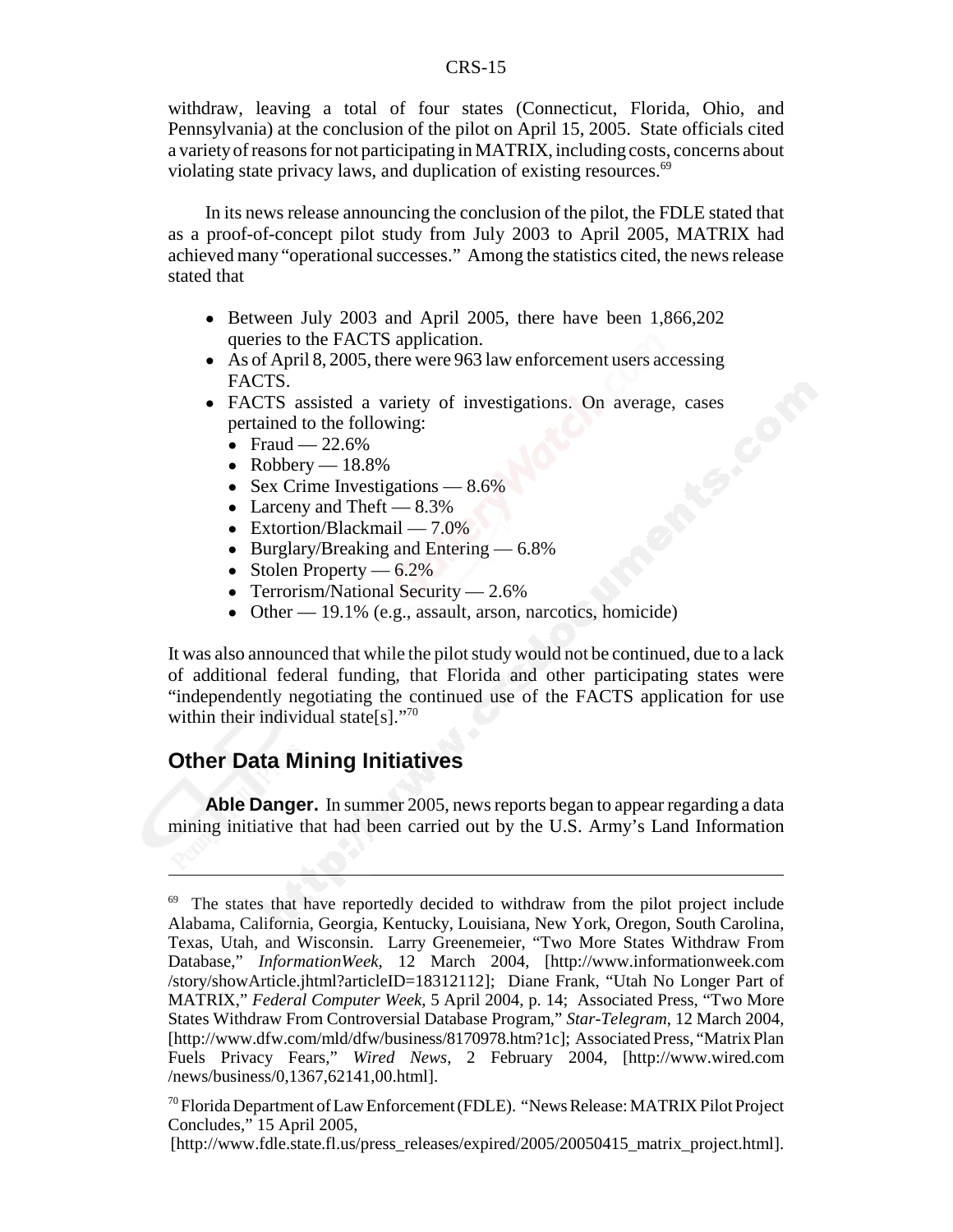withdraw, leaving a total of four states (Connecticut, Florida, Ohio, and Pennsylvania) at the conclusion of the pilot on April 15, 2005. State officials cited a variety of reasons for not participating in MATRIX, including costs, concerns about violating state privacy laws, and duplication of existing resources.[69]

In its news release announcing the conclusion of the pilot, the FDLE stated that as a proof-of-concept pilot study from July 2003 to April 2005, MATRIX had achieved many "operational successes." Among the statistics cited, the news release stated that

- Between July 2003 and April 2005, there have been 1,866,202 queries to the FACTS application.
- As of April 8, 2005, there were 963 law enforcement users accessing FACTS.
- FACTS assisted a variety of investigations. On average, cases pertained to the following:
  - Fraud — 22.6%
  - Robbery — 18.8%
  - Sex Crime Investigations — 8.6%
  - Larceny and Theft — 8.3%
  - Extortion/Blackmail — 7.0%
  - Burglary/Breaking and Entering — 6.8%
  - Stolen Property — 6.2%
  - Terrorism/National Security — 2.6%
  - Other — 19.1% (e.g., assault, arson, narcotics, homicide)

It was also announced that while the pilot study would not be continued, due to a lack of additional federal funding, that Florida and other participating states were "independently negotiating the continued use of the FACTS application for use within their individual state[s]."[70]

## Other Data Mining Initiatives

**Able Danger.** In summer 2005, news reports began to appear regarding a data mining initiative that had been carried out by the U.S. Army's Land Information

---

[69] The states that have reportedly decided to withdraw from the pilot project include Alabama, California, Georgia, Kentucky, Louisiana, New York, Oregon, South Carolina, Texas, Utah, and Wisconsin. Larry Greenemeier, "Two More States Withdraw From Database," *InformationWeek*, 12 March 2004, [http://www.informationweek.com/story/showArticle.jhtml?articleID=18312112]; Diane Frank, "Utah No Longer Part of MATRIX," *Federal Computer Week*, 5 April 2004, p. 14; Associated Press, "Two More States Withdraw From Controversial Database Program," *Star-Telegram*, 12 March 2004, [http://www.dfw.com/mld/dfw/business/8170978.htm?1c]; Associated Press, "Matrix Plan Fuels Privacy Fears," *Wired News*, 2 February 2004, [http://www.wired.com/news/business/0,1367,62141,00.html].

[70] Florida Department of Law Enforcement (FDLE). "News Release: MATRIX Pilot Project Concludes," 15 April 2005, [http://www.fdle.state.fl.us/press_releases/expired/2005/20050415_matrix_project.html].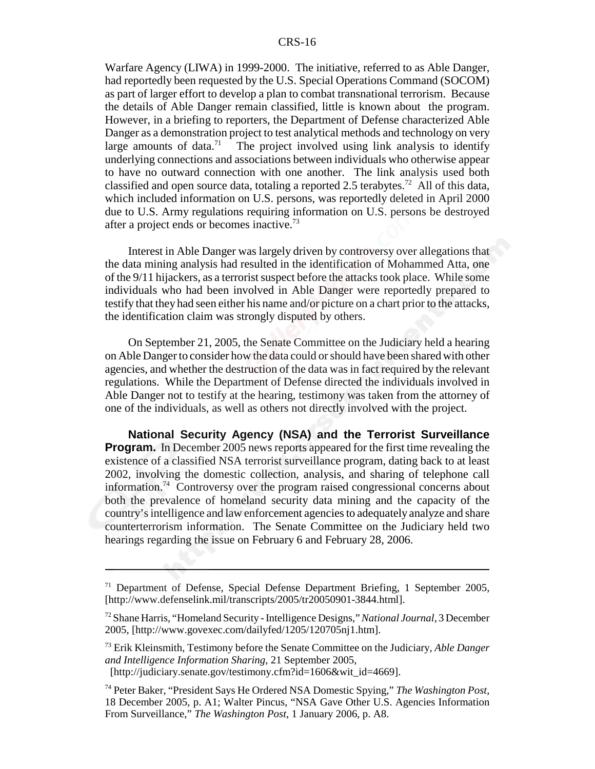Warfare Agency (LIWA) in 1999-2000. The initiative, referred to as Able Danger, had reportedly been requested by the U.S. Special Operations Command (SOCOM) as part of larger effort to develop a plan to combat transnational terrorism. Because the details of Able Danger remain classified, little is known about the program. However, in a briefing to reporters, the Department of Defense characterized Able Danger as a demonstration project to test analytical methods and technology on very large amounts of data.[71] The project involved using link analysis to identify underlying connections and associations between individuals who otherwise appear to have no outward connection with one another. The link analysis used both classified and open source data, totaling a reported 2.5 terabytes.[72] All of this data, which included information on U.S. persons, was reportedly deleted in April 2000 due to U.S. Army regulations requiring information on U.S. persons be destroyed after a project ends or becomes inactive.[73]

Interest in Able Danger was largely driven by controversy over allegations that the data mining analysis had resulted in the identification of Mohammed Atta, one of the 9/11 hijackers, as a terrorist suspect before the attacks took place. While some individuals who had been involved in Able Danger were reportedly prepared to testify that they had seen either his name and/or picture on a chart prior to the attacks, the identification claim was strongly disputed by others.

On September 21, 2005, the Senate Committee on the Judiciary held a hearing on Able Danger to consider how the data could or should have been shared with other agencies, and whether the destruction of the data was in fact required by the relevant regulations. While the Department of Defense directed the individuals involved in Able Danger not to testify at the hearing, testimony was taken from the attorney of one of the individuals, as well as others not directly involved with the project.

**National Security Agency (NSA) and the Terrorist Surveillance Program.** In December 2005 news reports appeared for the first time revealing the existence of a classified NSA terrorist surveillance program, dating back to at least 2002, involving the domestic collection, analysis, and sharing of telephone call information.[74] Controversy over the program raised congressional concerns about both the prevalence of homeland security data mining and the capacity of the country's intelligence and law enforcement agencies to adequately analyze and share counterterrorism information. The Senate Committee on the Judiciary held two hearings regarding the issue on February 6 and February 28, 2006.

---

[71] Department of Defense, Special Defense Department Briefing, 1 September 2005, [http://www.defenselink.mil/transcripts/2005/tr20050901-3844.html].

[72] Shane Harris, "Homeland Security - Intelligence Designs," *National Journal*, 3 December 2005, [http://www.govexec.com/dailyfed/1205/120705nj1.htm].

[73] Erik Kleinsmith, Testimony before the Senate Committee on the Judiciary, *Able Danger and Intelligence Information Sharing*, 21 September 2005, [http://judiciary.senate.gov/testimony.cfm?id=1606&wit_id=4669].

[74] Peter Baker, "President Says He Ordered NSA Domestic Spying," *The Washington Post*, 18 December 2005, p. A1; Walter Pincus, "NSA Gave Other U.S. Agencies Information From Surveillance," *The Washington Post*, 1 January 2006, p. A8.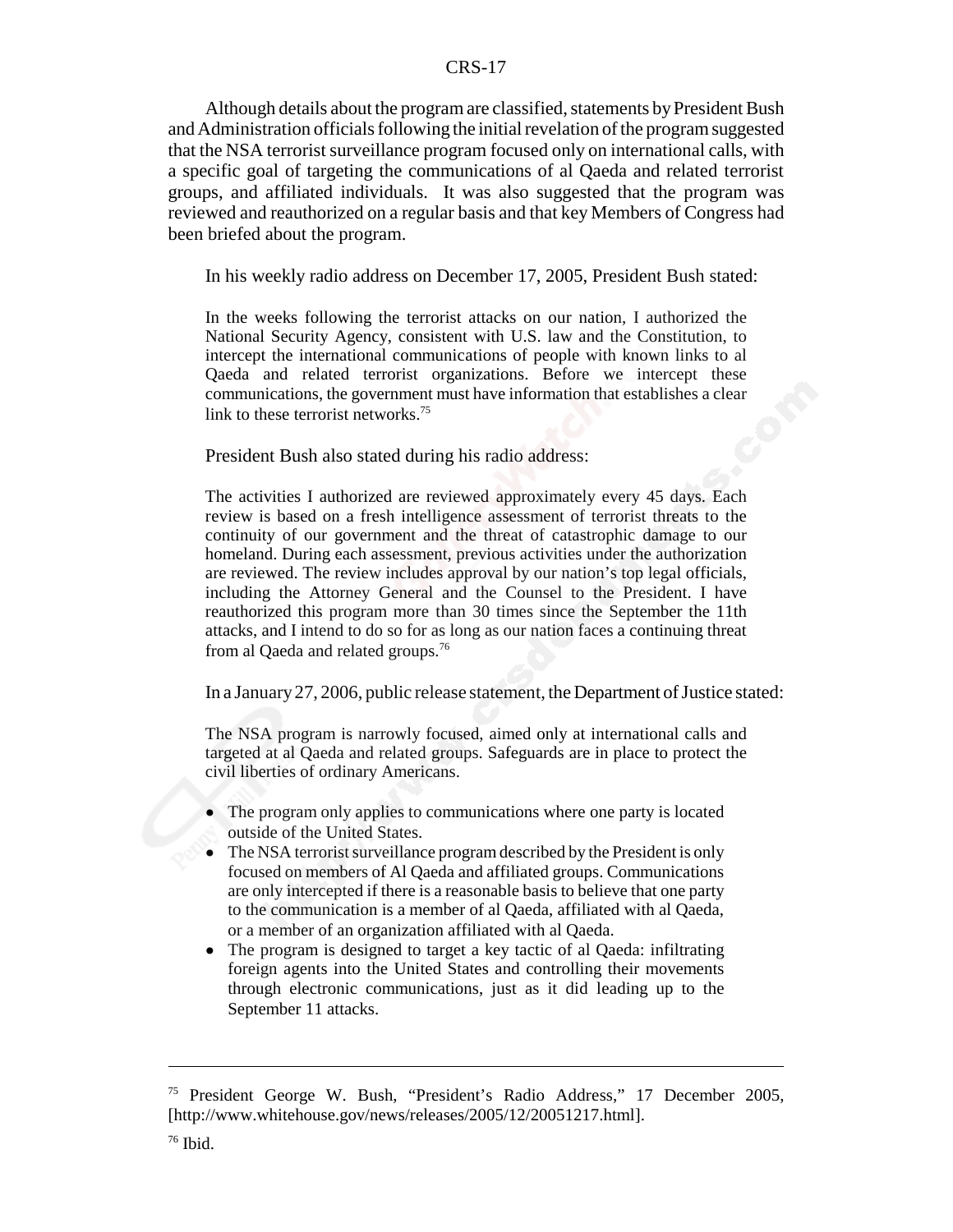Although details about the program are classified, statements by President Bush and Administration officials following the initial revelation of the program suggested that the NSA terrorist surveillance program focused only on international calls, with a specific goal of targeting the communications of al Qaeda and related terrorist groups, and affiliated individuals. It was also suggested that the program was reviewed and reauthorized on a regular basis and that key Members of Congress had been briefed about the program.

In his weekly radio address on December 17, 2005, President Bush stated:

> In the weeks following the terrorist attacks on our nation, I authorized the National Security Agency, consistent with U.S. law and the Constitution, to intercept the international communications of people with known links to al Qaeda and related terrorist organizations. Before we intercept these communications, the government must have information that establishes a clear link to these terrorist networks.[75]

President Bush also stated during his radio address:

> The activities I authorized are reviewed approximately every 45 days. Each review is based on a fresh intelligence assessment of terrorist threats to the continuity of our government and the threat of catastrophic damage to our homeland. During each assessment, previous activities under the authorization are reviewed. The review includes approval by our nation's top legal officials, including the Attorney General and the Counsel to the President. I have reauthorized this program more than 30 times since the September the 11th attacks, and I intend to do so for as long as our nation faces a continuing threat from al Qaeda and related groups.[76]

In a January 27, 2006, public release statement, the Department of Justice stated:

> The NSA program is narrowly focused, aimed only at international calls and targeted at al Qaeda and related groups. Safeguards are in place to protect the civil liberties of ordinary Americans.
>
> - The program only applies to communications where one party is located outside of the United States.
> - The NSA terrorist surveillance program described by the President is only focused on members of Al Qaeda and affiliated groups. Communications are only intercepted if there is a reasonable basis to believe that one party to the communication is a member of al Qaeda, affiliated with al Qaeda, or a member of an organization affiliated with al Qaeda.
> - The program is designed to target a key tactic of al Qaeda: infiltrating foreign agents into the United States and controlling their movements through electronic communications, just as it did leading up to the September 11 attacks.

---

[75] President George W. Bush, "President's Radio Address," 17 December 2005, [http://www.whitehouse.gov/news/releases/2005/12/20051217.html].

[76] Ibid.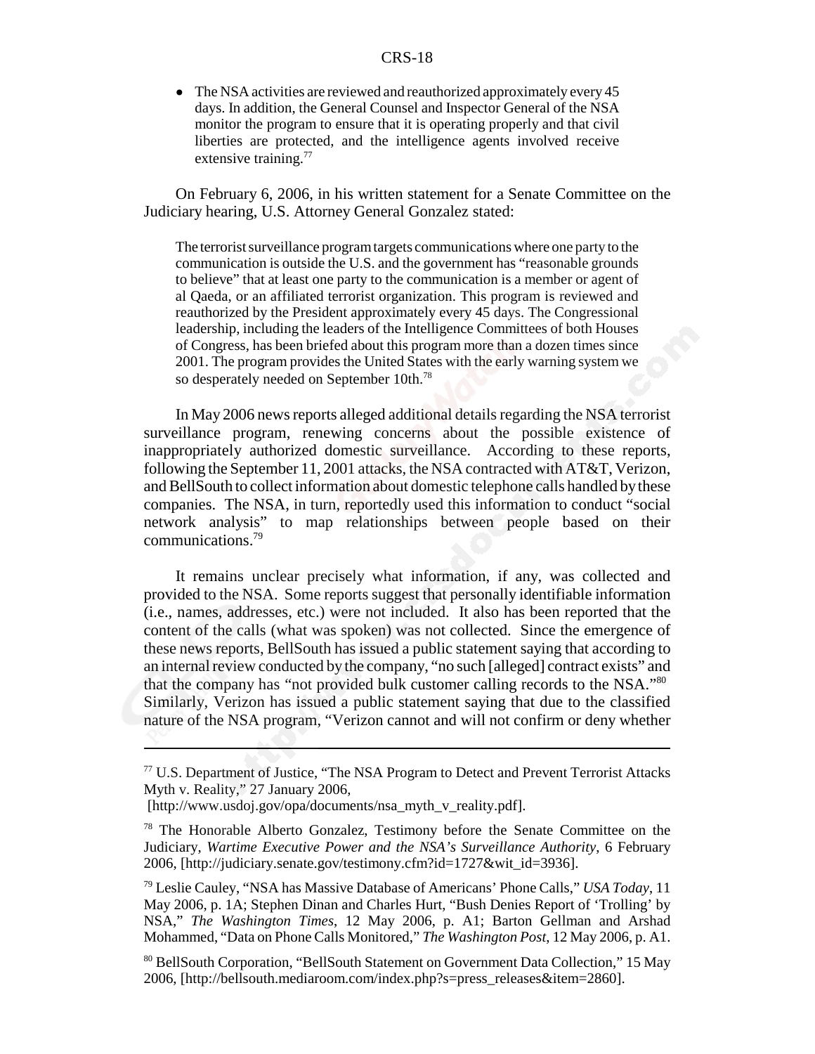- The NSA activities are reviewed and reauthorized approximately every 45 days. In addition, the General Counsel and Inspector General of the NSA monitor the program to ensure that it is operating properly and that civil liberties are protected, and the intelligence agents involved receive extensive training.[77]

On February 6, 2006, in his written statement for a Senate Committee on the Judiciary hearing, U.S. Attorney General Gonzalez stated:

> The terrorist surveillance program targets communications where one party to the communication is outside the U.S. and the government has "reasonable grounds to believe" that at least one party to the communication is a member or agent of al Qaeda, or an affiliated terrorist organization. This program is reviewed and reauthorized by the President approximately every 45 days. The Congressional leadership, including the leaders of the Intelligence Committees of both Houses of Congress, has been briefed about this program more than a dozen times since 2001. The program provides the United States with the early warning system we so desperately needed on September 10th.[78]

In May 2006 news reports alleged additional details regarding the NSA terrorist surveillance program, renewing concerns about the possible existence of inappropriately authorized domestic surveillance. According to these reports, following the September 11, 2001 attacks, the NSA contracted with AT&T, Verizon, and BellSouth to collect information about domestic telephone calls handled by these companies. The NSA, in turn, reportedly used this information to conduct "social network analysis" to map relationships between people based on their communications.[79]

It remains unclear precisely what information, if any, was collected and provided to the NSA. Some reports suggest that personally identifiable information (i.e., names, addresses, etc.) were not included. It also has been reported that the content of the calls (what was spoken) was not collected. Since the emergence of these news reports, BellSouth has issued a public statement saying that according to an internal review conducted by the company, "no such [alleged] contract exists" and that the company has "not provided bulk customer calling records to the NSA."[80] Similarly, Verizon has issued a public statement saying that due to the classified nature of the NSA program, "Verizon cannot and will not confirm or deny whether

---

[77] U.S. Department of Justice, "The NSA Program to Detect and Prevent Terrorist Attacks Myth v. Reality," 27 January 2006, [http://www.usdoj.gov/opa/documents/nsa_myth_v_reality.pdf].

[78] The Honorable Alberto Gonzalez, Testimony before the Senate Committee on the Judiciary, *Wartime Executive Power and the NSA's Surveillance Authority*, 6 February 2006, [http://judiciary.senate.gov/testimony.cfm?id=1727&wit_id=3936].

[79] Leslie Cauley, "NSA has Massive Database of Americans' Phone Calls," *USA Today*, 11 May 2006, p. 1A; Stephen Dinan and Charles Hurt, "Bush Denies Report of 'Trolling' by NSA," *The Washington Times*, 12 May 2006, p. A1; Barton Gellman and Arshad Mohammed, "Data on Phone Calls Monitored," *The Washington Post*, 12 May 2006, p. A1.

[80] BellSouth Corporation, "BellSouth Statement on Government Data Collection," 15 May 2006, [http://bellsouth.mediaroom.com/index.php?s=press_releases&item=2860].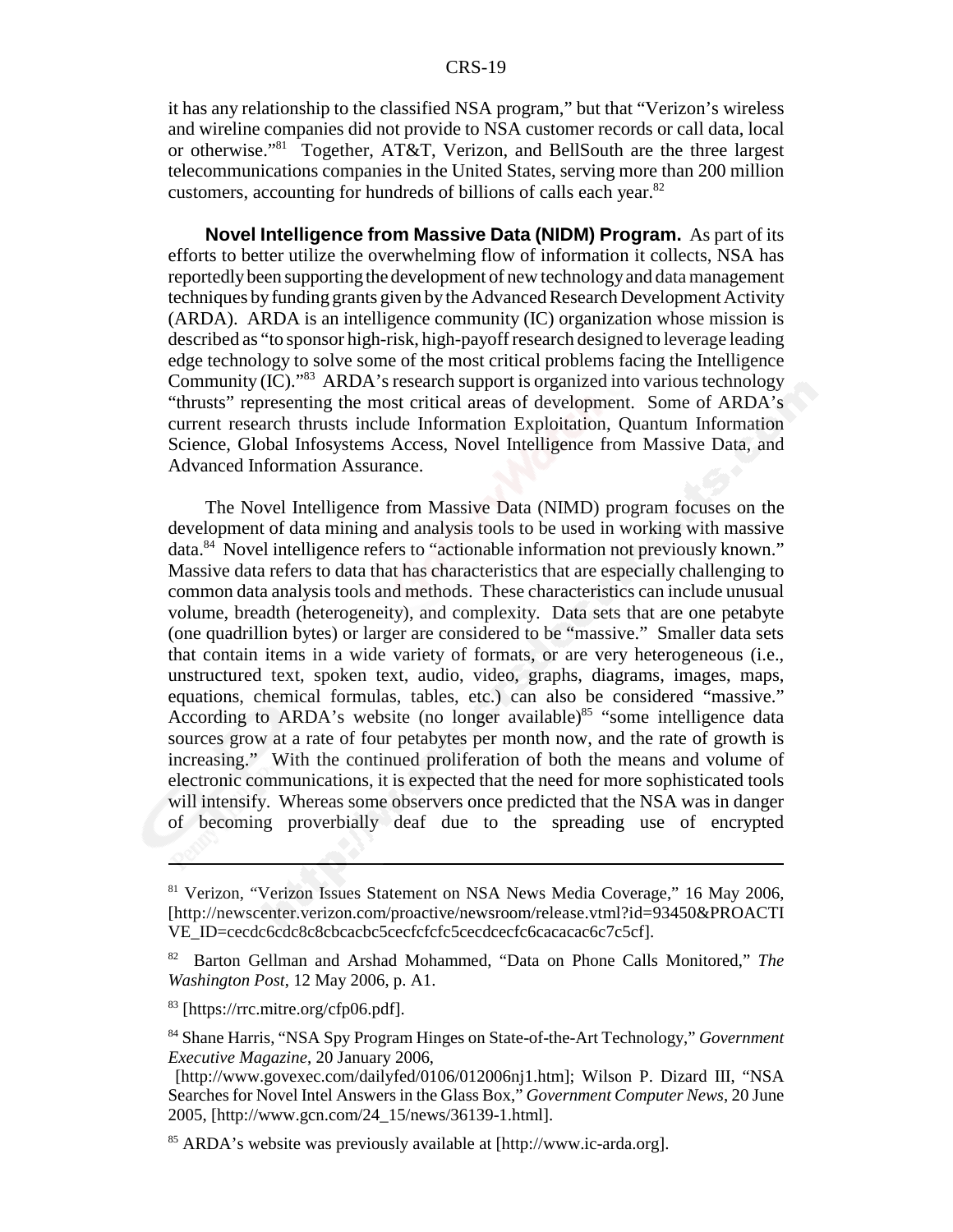it has any relationship to the classified NSA program," but that "Verizon's wireless and wireline companies did not provide to NSA customer records or call data, local or otherwise."[81] Together, AT&T, Verizon, and BellSouth are the three largest telecommunications companies in the United States, serving more than 200 million customers, accounting for hundreds of billions of calls each year.[82]

**Novel Intelligence from Massive Data (NIDM) Program.** As part of its efforts to better utilize the overwhelming flow of information it collects, NSA has reportedly been supporting the development of new technology and data management techniques by funding grants given by the Advanced Research Development Activity (ARDA). ARDA is an intelligence community (IC) organization whose mission is described as "to sponsor high-risk, high-payoff research designed to leverage leading edge technology to solve some of the most critical problems facing the Intelligence Community (IC)."[83] ARDA's research support is organized into various technology "thrusts" representing the most critical areas of development. Some of ARDA's current research thrusts include Information Exploitation, Quantum Information Science, Global Infosystems Access, Novel Intelligence from Massive Data, and Advanced Information Assurance.

The Novel Intelligence from Massive Data (NIMD) program focuses on the development of data mining and analysis tools to be used in working with massive data.[84] Novel intelligence refers to "actionable information not previously known." Massive data refers to data that has characteristics that are especially challenging to common data analysis tools and methods. These characteristics can include unusual volume, breadth (heterogeneity), and complexity. Data sets that are one petabyte (one quadrillion bytes) or larger are considered to be "massive." Smaller data sets that contain items in a wide variety of formats, or are very heterogeneous (i.e., unstructured text, spoken text, audio, video, graphs, diagrams, images, maps, equations, chemical formulas, tables, etc.) can also be considered "massive." According to ARDA's website (no longer available)[85] "some intelligence data sources grow at a rate of four petabytes per month now, and the rate of growth is increasing." With the continued proliferation of both the means and volume of electronic communications, it is expected that the need for more sophisticated tools will intensify. Whereas some observers once predicted that the NSA was in danger of becoming proverbially deaf due to the spreading use of encrypted

---

[81] Verizon, "Verizon Issues Statement on NSA News Media Coverage," 16 May 2006, [http://newscenter.verizon.com/proactive/newsroom/release.vtml?id=93450&PROACTIVE_ID=cecdc6cdc8c8cbcacbc5cecfcfcfc5cecdcecfc6cacacac6c7c5cf].

[82] Barton Gellman and Arshad Mohammed, "Data on Phone Calls Monitored," *The Washington Post*, 12 May 2006, p. A1.

[83] [https://rrc.mitre.org/cfp06.pdf].

[84] Shane Harris, "NSA Spy Program Hinges on State-of-the-Art Technology," *Government Executive Magazine*, 20 January 2006, [http://www.govexec.com/dailyfed/0106/012006nj1.htm]; Wilson P. Dizard III, "NSA Searches for Novel Intel Answers in the Glass Box," *Government Computer News*, 20 June 2005, [http://www.gcn.com/24_15/news/36139-1.html].

[85] ARDA's website was previously available at [http://www.ic-arda.org].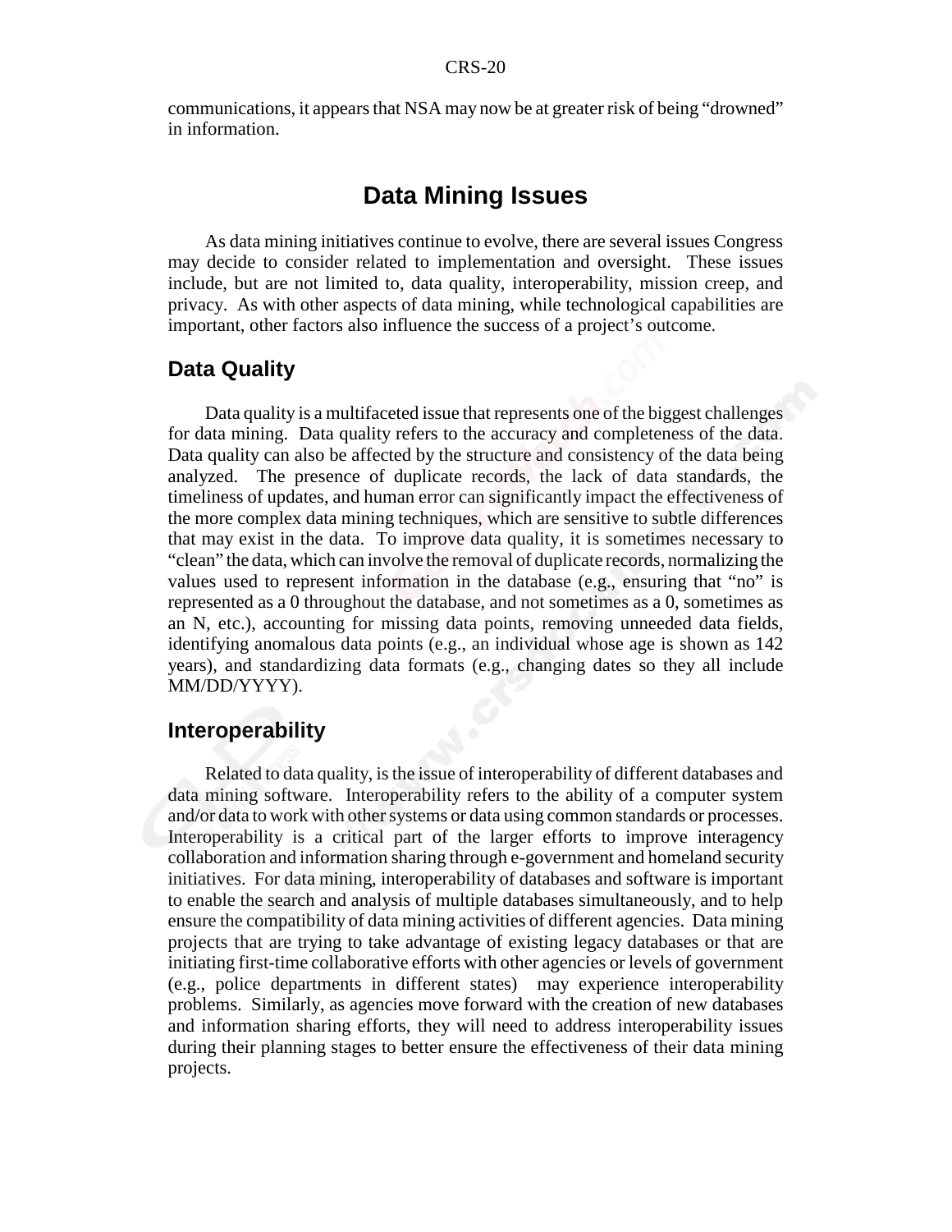communications, it appears that NSA may now be at greater risk of being "drowned" in information.

# Data Mining Issues

As data mining initiatives continue to evolve, there are several issues Congress may decide to consider related to implementation and oversight. These issues include, but are not limited to, data quality, interoperability, mission creep, and privacy. As with other aspects of data mining, while technological capabilities are important, other factors also influence the success of a project's outcome.

## Data Quality

Data quality is a multifaceted issue that represents one of the biggest challenges for data mining. Data quality refers to the accuracy and completeness of the data. Data quality can also be affected by the structure and consistency of the data being analyzed. The presence of duplicate records, the lack of data standards, the timeliness of updates, and human error can significantly impact the effectiveness of the more complex data mining techniques, which are sensitive to subtle differences that may exist in the data. To improve data quality, it is sometimes necessary to "clean" the data, which can involve the removal of duplicate records, normalizing the values used to represent information in the database (e.g., ensuring that "no" is represented as a 0 throughout the database, and not sometimes as a 0, sometimes as an N, etc.), accounting for missing data points, removing unneeded data fields, identifying anomalous data points (e.g., an individual whose age is shown as 142 years), and standardizing data formats (e.g., changing dates so they all include MM/DD/YYYY).

## Interoperability

Related to data quality, is the issue of interoperability of different databases and data mining software. Interoperability refers to the ability of a computer system and/or data to work with other systems or data using common standards or processes. Interoperability is a critical part of the larger efforts to improve interagency collaboration and information sharing through e-government and homeland security initiatives. For data mining, interoperability of databases and software is important to enable the search and analysis of multiple databases simultaneously, and to help ensure the compatibility of data mining activities of different agencies. Data mining projects that are trying to take advantage of existing legacy databases or that are initiating first-time collaborative efforts with other agencies or levels of government (e.g., police departments in different states) may experience interoperability problems. Similarly, as agencies move forward with the creation of new databases and information sharing efforts, they will need to address interoperability issues during their planning stages to better ensure the effectiveness of their data mining projects.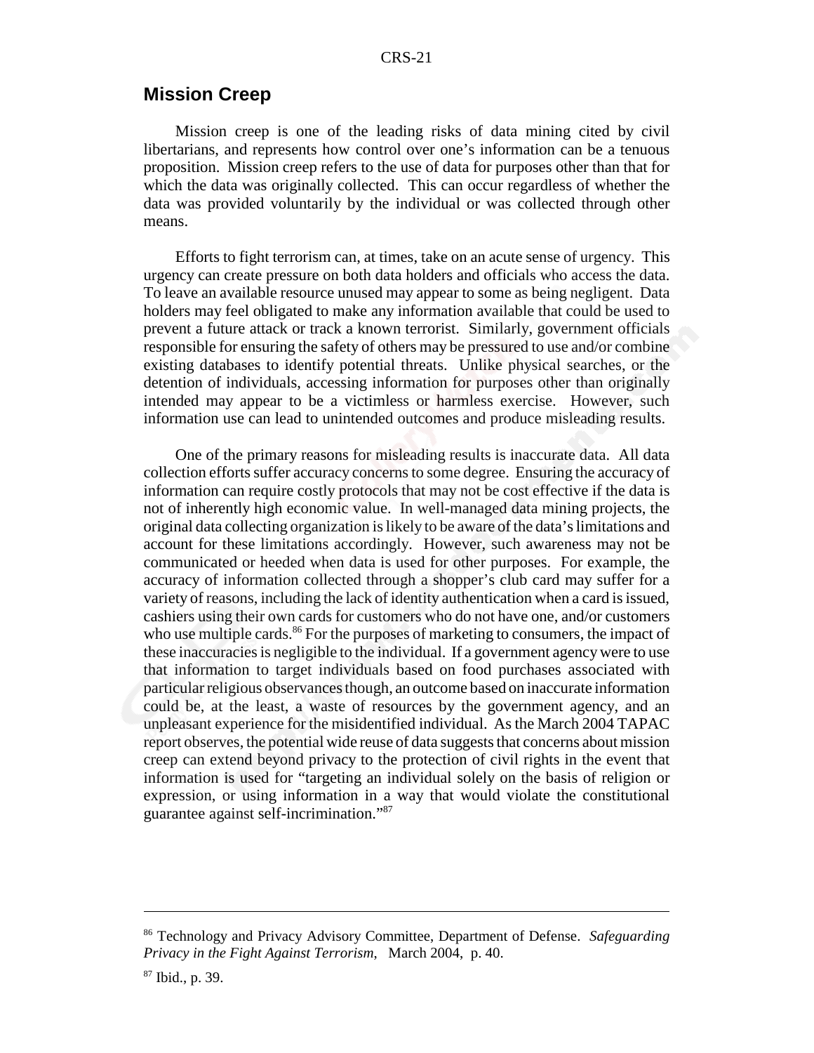## Mission Creep

Mission creep is one of the leading risks of data mining cited by civil libertarians, and represents how control over one's information can be a tenuous proposition. Mission creep refers to the use of data for purposes other than that for which the data was originally collected. This can occur regardless of whether the data was provided voluntarily by the individual or was collected through other means.

Efforts to fight terrorism can, at times, take on an acute sense of urgency. This urgency can create pressure on both data holders and officials who access the data. To leave an available resource unused may appear to some as being negligent. Data holders may feel obligated to make any information available that could be used to prevent a future attack or track a known terrorist. Similarly, government officials responsible for ensuring the safety of others may be pressured to use and/or combine existing databases to identify potential threats. Unlike physical searches, or the detention of individuals, accessing information for purposes other than originally intended may appear to be a victimless or harmless exercise. However, such information use can lead to unintended outcomes and produce misleading results.

One of the primary reasons for misleading results is inaccurate data. All data collection efforts suffer accuracy concerns to some degree. Ensuring the accuracy of information can require costly protocols that may not be cost effective if the data is not of inherently high economic value. In well-managed data mining projects, the original data collecting organization is likely to be aware of the data's limitations and account for these limitations accordingly. However, such awareness may not be communicated or heeded when data is used for other purposes. For example, the accuracy of information collected through a shopper's club card may suffer for a variety of reasons, including the lack of identity authentication when a card is issued, cashiers using their own cards for customers who do not have one, and/or customers who use multiple cards.[86] For the purposes of marketing to consumers, the impact of these inaccuracies is negligible to the individual. If a government agency were to use that information to target individuals based on food purchases associated with particular religious observances though, an outcome based on inaccurate information could be, at the least, a waste of resources by the government agency, and an unpleasant experience for the misidentified individual. As the March 2004 TAPAC report observes, the potential wide reuse of data suggests that concerns about mission creep can extend beyond privacy to the protection of civil rights in the event that information is used for "targeting an individual solely on the basis of religion or expression, or using information in a way that would violate the constitutional guarantee against self-incrimination."[87]

---

[86] Technology and Privacy Advisory Committee, Department of Defense. *Safeguarding Privacy in the Fight Against Terrorism*, March 2004, p. 40.

[87] Ibid., p. 39.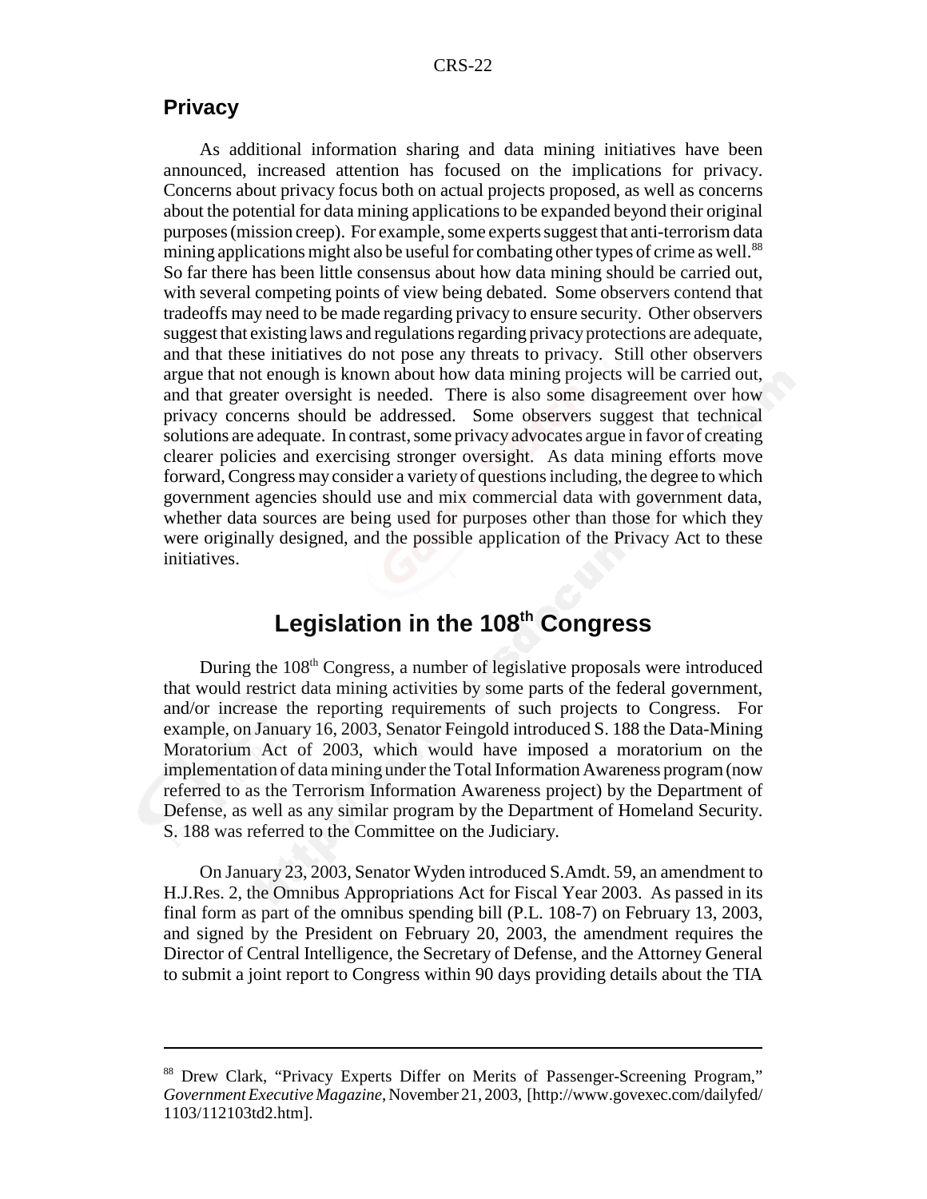## Privacy

As additional information sharing and data mining initiatives have been announced, increased attention has focused on the implications for privacy. Concerns about privacy focus both on actual projects proposed, as well as concerns about the potential for data mining applications to be expanded beyond their original purposes (mission creep). For example, some experts suggest that anti-terrorism data mining applications might also be useful for combating other types of crime as well.[88] So far there has been little consensus about how data mining should be carried out, with several competing points of view being debated. Some observers contend that tradeoffs may need to be made regarding privacy to ensure security. Other observers suggest that existing laws and regulations regarding privacy protections are adequate, and that these initiatives do not pose any threats to privacy. Still other observers argue that not enough is known about how data mining projects will be carried out, and that greater oversight is needed. There is also some disagreement over how privacy concerns should be addressed. Some observers suggest that technical solutions are adequate. In contrast, some privacy advocates argue in favor of creating clearer policies and exercising stronger oversight. As data mining efforts move forward, Congress may consider a variety of questions including, the degree to which government agencies should use and mix commercial data with government data, whether data sources are being used for purposes other than those for which they were originally designed, and the possible application of the Privacy Act to these initiatives.

# Legislation in the 108th Congress

During the 108th Congress, a number of legislative proposals were introduced that would restrict data mining activities by some parts of the federal government, and/or increase the reporting requirements of such projects to Congress. For example, on January 16, 2003, Senator Feingold introduced S. 188 the Data-Mining Moratorium Act of 2003, which would have imposed a moratorium on the implementation of data mining under the Total Information Awareness program (now referred to as the Terrorism Information Awareness project) by the Department of Defense, as well as any similar program by the Department of Homeland Security. S. 188 was referred to the Committee on the Judiciary.

On January 23, 2003, Senator Wyden introduced S.Amdt. 59, an amendment to H.J.Res. 2, the Omnibus Appropriations Act for Fiscal Year 2003. As passed in its final form as part of the omnibus spending bill (P.L. 108-7) on February 13, 2003, and signed by the President on February 20, 2003, the amendment requires the Director of Central Intelligence, the Secretary of Defense, and the Attorney General to submit a joint report to Congress within 90 days providing details about the TIA

---

[88] Drew Clark, "Privacy Experts Differ on Merits of Passenger-Screening Program," *Government Executive Magazine*, November 21, 2003, [http://www.govexec.com/dailyfed/1103/112103td2.htm].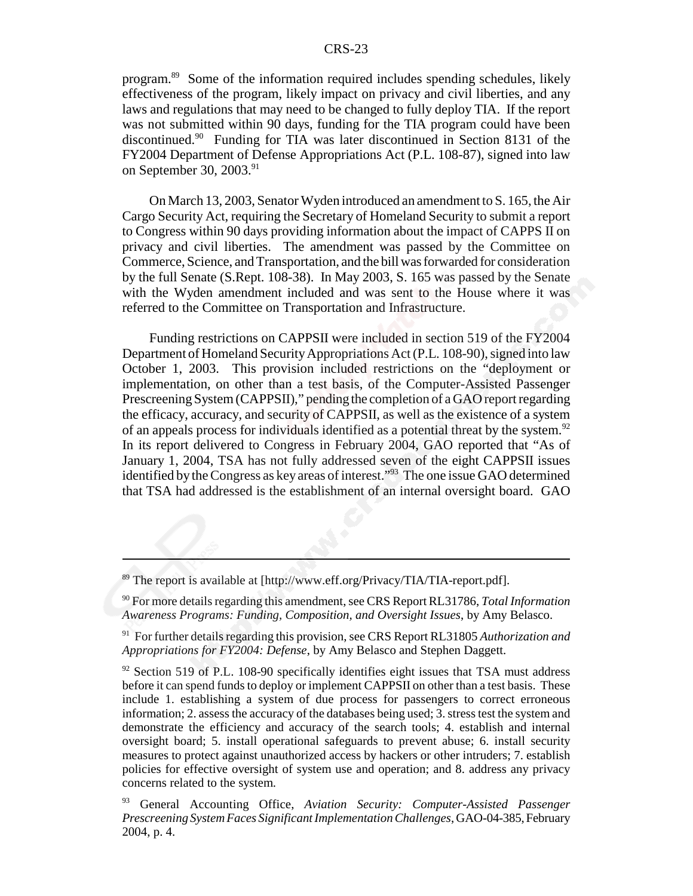program.[89] Some of the information required includes spending schedules, likely effectiveness of the program, likely impact on privacy and civil liberties, and any laws and regulations that may need to be changed to fully deploy TIA. If the report was not submitted within 90 days, funding for the TIA program could have been discontinued.[90] Funding for TIA was later discontinued in Section 8131 of the FY2004 Department of Defense Appropriations Act (P.L. 108-87), signed into law on September 30, 2003.[91]

On March 13, 2003, Senator Wyden introduced an amendment to S. 165, the Air Cargo Security Act, requiring the Secretary of Homeland Security to submit a report to Congress within 90 days providing information about the impact of CAPPS II on privacy and civil liberties. The amendment was passed by the Committee on Commerce, Science, and Transportation, and the bill was forwarded for consideration by the full Senate (S.Rept. 108-38). In May 2003, S. 165 was passed by the Senate with the Wyden amendment included and was sent to the House where it was referred to the Committee on Transportation and Infrastructure.

Funding restrictions on CAPPSII were included in section 519 of the FY2004 Department of Homeland Security Appropriations Act (P.L. 108-90), signed into law October 1, 2003. This provision included restrictions on the "deployment or implementation, on other than a test basis, of the Computer-Assisted Passenger Prescreening System (CAPPSII)," pending the completion of a GAO report regarding the efficacy, accuracy, and security of CAPPSII, as well as the existence of a system of an appeals process for individuals identified as a potential threat by the system.[92] In its report delivered to Congress in February 2004, GAO reported that "As of January 1, 2004, TSA has not fully addressed seven of the eight CAPPSII issues identified by the Congress as key areas of interest."[93] The one issue GAO determined that TSA had addressed is the establishment of an internal oversight board. GAO

---

[89] The report is available at [http://www.eff.org/Privacy/TIA/TIA-report.pdf].

[90] For more details regarding this amendment, see CRS Report RL31786, *Total Information Awareness Programs: Funding, Composition, and Oversight Issues*, by Amy Belasco.

[91] For further details regarding this provision, see CRS Report RL31805 *Authorization and Appropriations for FY2004: Defense*, by Amy Belasco and Stephen Daggett.

[92] Section 519 of P.L. 108-90 specifically identifies eight issues that TSA must address before it can spend funds to deploy or implement CAPPSII on other than a test basis. These include 1. establishing a system of due process for passengers to correct erroneous information; 2. assess the accuracy of the databases being used; 3. stress test the system and demonstrate the efficiency and accuracy of the search tools; 4. establish and internal oversight board; 5. install operational safeguards to prevent abuse; 6. install security measures to protect against unauthorized access by hackers or other intruders; 7. establish policies for effective oversight of system use and operation; and 8. address any privacy concerns related to the system.

[93] General Accounting Office, *Aviation Security: Computer-Assisted Passenger Prescreening System Faces Significant Implementation Challenges*, GAO-04-385, February 2004, p. 4.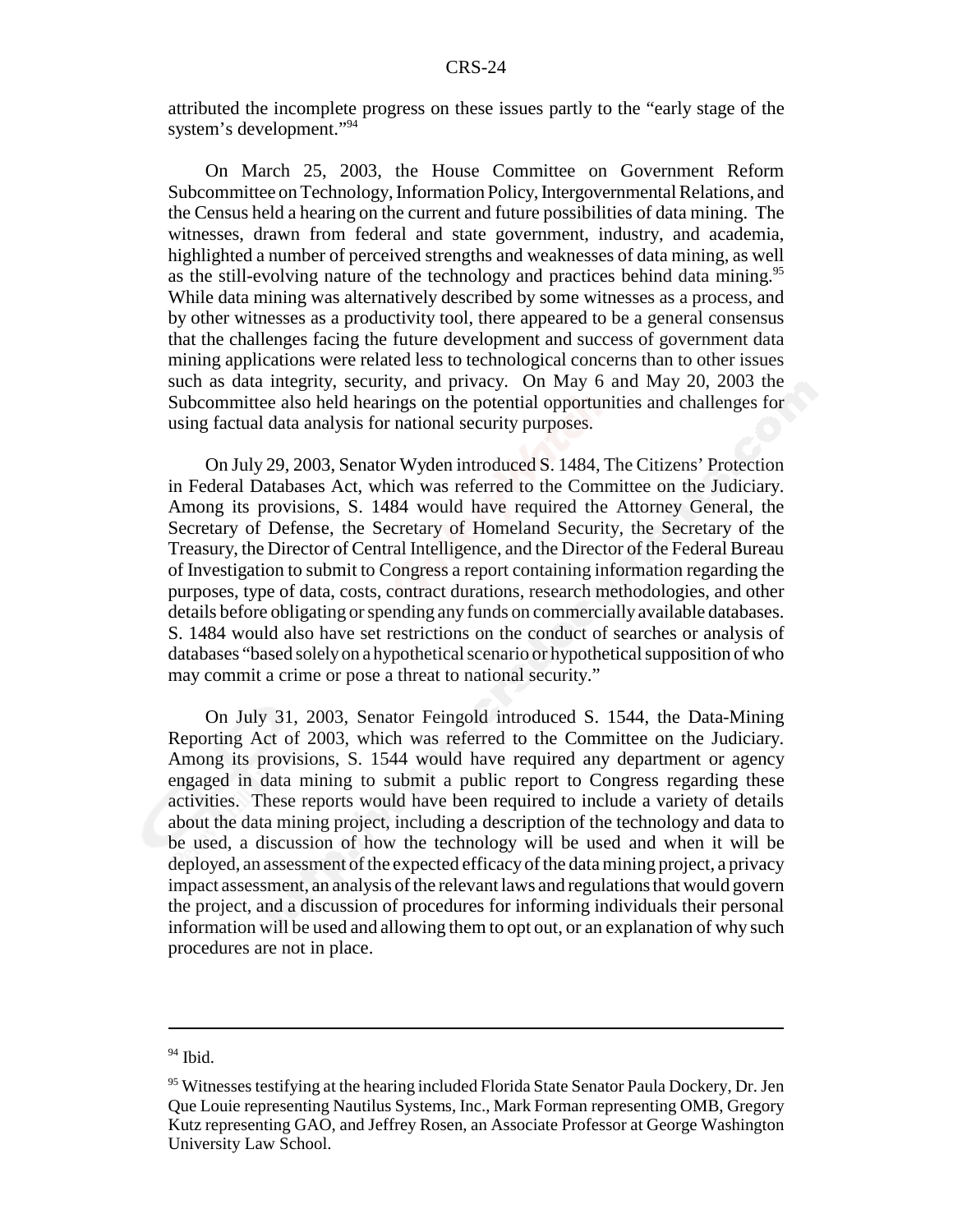attributed the incomplete progress on these issues partly to the "early stage of the system's development."[94]

On March 25, 2003, the House Committee on Government Reform Subcommittee on Technology, Information Policy, Intergovernmental Relations, and the Census held a hearing on the current and future possibilities of data mining. The witnesses, drawn from federal and state government, industry, and academia, highlighted a number of perceived strengths and weaknesses of data mining, as well as the still-evolving nature of the technology and practices behind data mining.[95] While data mining was alternatively described by some witnesses as a process, and by other witnesses as a productivity tool, there appeared to be a general consensus that the challenges facing the future development and success of government data mining applications were related less to technological concerns than to other issues such as data integrity, security, and privacy. On May 6 and May 20, 2003 the Subcommittee also held hearings on the potential opportunities and challenges for using factual data analysis for national security purposes.

On July 29, 2003, Senator Wyden introduced S. 1484, The Citizens' Protection in Federal Databases Act, which was referred to the Committee on the Judiciary. Among its provisions, S. 1484 would have required the Attorney General, the Secretary of Defense, the Secretary of Homeland Security, the Secretary of the Treasury, the Director of Central Intelligence, and the Director of the Federal Bureau of Investigation to submit to Congress a report containing information regarding the purposes, type of data, costs, contract durations, research methodologies, and other details before obligating or spending any funds on commercially available databases. S. 1484 would also have set restrictions on the conduct of searches or analysis of databases "based solely on a hypothetical scenario or hypothetical supposition of who may commit a crime or pose a threat to national security."

On July 31, 2003, Senator Feingold introduced S. 1544, the Data-Mining Reporting Act of 2003, which was referred to the Committee on the Judiciary. Among its provisions, S. 1544 would have required any department or agency engaged in data mining to submit a public report to Congress regarding these activities. These reports would have been required to include a variety of details about the data mining project, including a description of the technology and data to be used, a discussion of how the technology will be used and when it will be deployed, an assessment of the expected efficacy of the data mining project, a privacy impact assessment, an analysis of the relevant laws and regulations that would govern the project, and a discussion of procedures for informing individuals their personal information will be used and allowing them to opt out, or an explanation of why such procedures are not in place.

---

[94] Ibid.

[95] Witnesses testifying at the hearing included Florida State Senator Paula Dockery, Dr. Jen Que Louie representing Nautilus Systems, Inc., Mark Forman representing OMB, Gregory Kutz representing GAO, and Jeffrey Rosen, an Associate Professor at George Washington University Law School.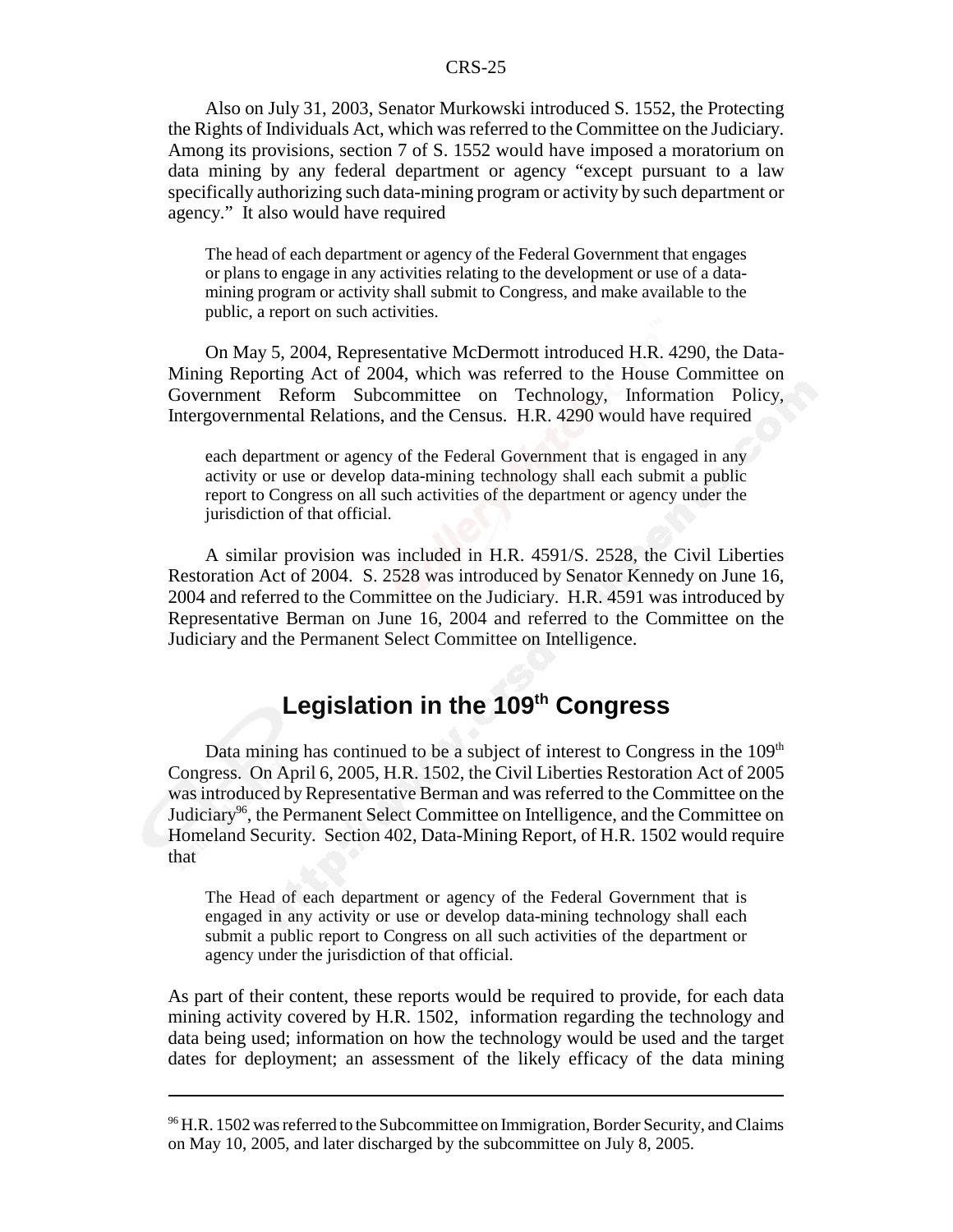Also on July 31, 2003, Senator Murkowski introduced S. 1552, the Protecting the Rights of Individuals Act, which was referred to the Committee on the Judiciary. Among its provisions, section 7 of S. 1552 would have imposed a moratorium on data mining by any federal department or agency "except pursuant to a law specifically authorizing such data-mining program or activity by such department or agency." It also would have required

> The head of each department or agency of the Federal Government that engages or plans to engage in any activities relating to the development or use of a data-mining program or activity shall submit to Congress, and make available to the public, a report on such activities.

On May 5, 2004, Representative McDermott introduced H.R. 4290, the Data-Mining Reporting Act of 2004, which was referred to the House Committee on Government Reform Subcommittee on Technology, Information Policy, Intergovernmental Relations, and the Census. H.R. 4290 would have required

> each department or agency of the Federal Government that is engaged in any activity or use or develop data-mining technology shall each submit a public report to Congress on all such activities of the department or agency under the jurisdiction of that official.

A similar provision was included in H.R. 4591/S. 2528, the Civil Liberties Restoration Act of 2004. S. 2528 was introduced by Senator Kennedy on June 16, 2004 and referred to the Committee on the Judiciary. H.R. 4591 was introduced by Representative Berman on June 16, 2004 and referred to the Committee on the Judiciary and the Permanent Select Committee on Intelligence.

## Legislation in the 109th Congress

Data mining has continued to be a subject of interest to Congress in the 109th Congress. On April 6, 2005, H.R. 1502, the Civil Liberties Restoration Act of 2005 was introduced by Representative Berman and was referred to the Committee on the Judiciary[96], the Permanent Select Committee on Intelligence, and the Committee on Homeland Security. Section 402, Data-Mining Report, of H.R. 1502 would require that

> The Head of each department or agency of the Federal Government that is engaged in any activity or use or develop data-mining technology shall each submit a public report to Congress on all such activities of the department or agency under the jurisdiction of that official.

As part of their content, these reports would be required to provide, for each data mining activity covered by H.R. 1502, information regarding the technology and data being used; information on how the technology would be used and the target dates for deployment; an assessment of the likely efficacy of the data mining

---

[96] H.R. 1502 was referred to the Subcommittee on Immigration, Border Security, and Claims on May 10, 2005, and later discharged by the subcommittee on July 8, 2005.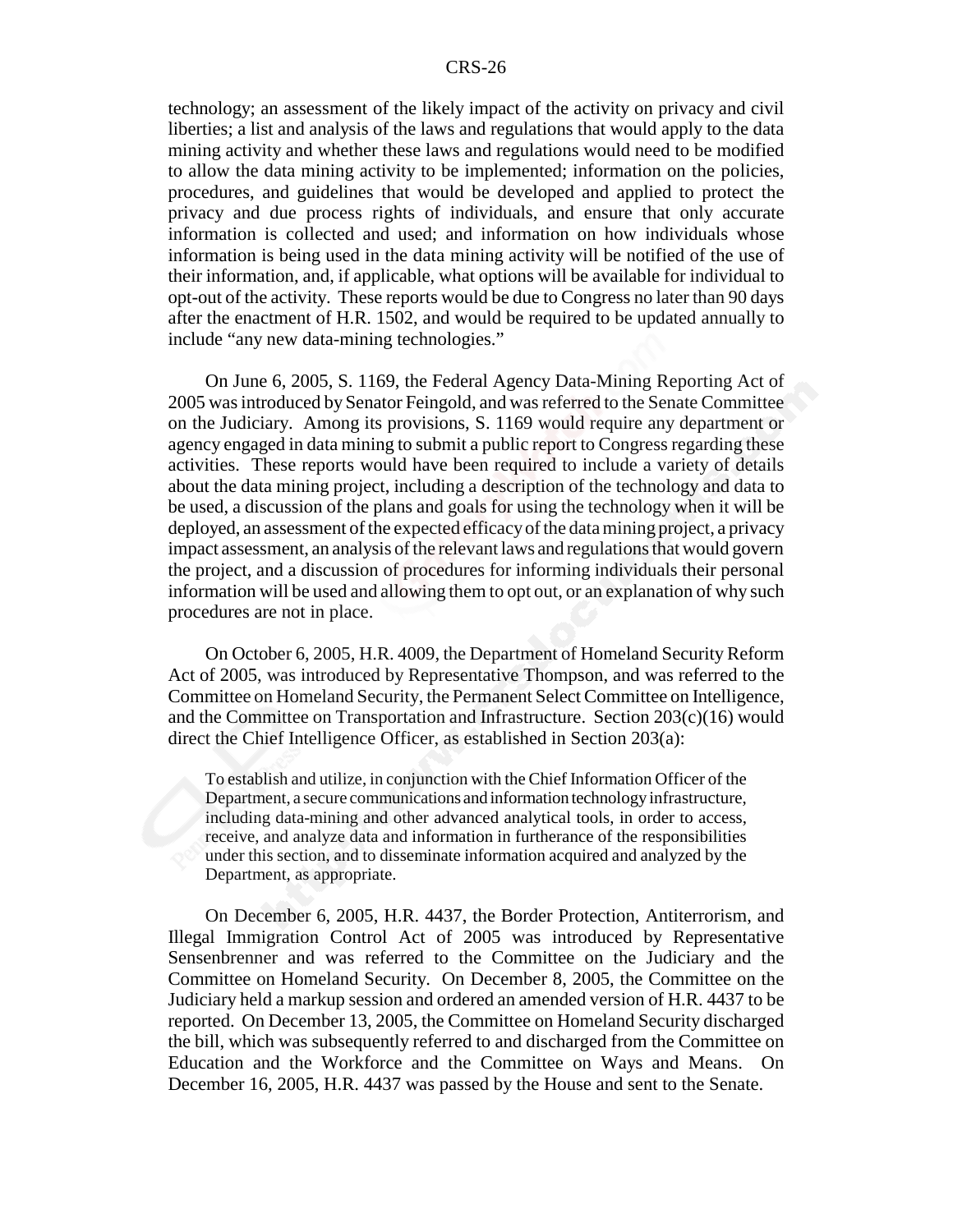technology; an assessment of the likely impact of the activity on privacy and civil liberties; a list and analysis of the laws and regulations that would apply to the data mining activity and whether these laws and regulations would need to be modified to allow the data mining activity to be implemented; information on the policies, procedures, and guidelines that would be developed and applied to protect the privacy and due process rights of individuals, and ensure that only accurate information is collected and used; and information on how individuals whose information is being used in the data mining activity will be notified of the use of their information, and, if applicable, what options will be available for individual to opt-out of the activity. These reports would be due to Congress no later than 90 days after the enactment of H.R. 1502, and would be required to be updated annually to include "any new data-mining technologies."

On June 6, 2005, S. 1169, the Federal Agency Data-Mining Reporting Act of 2005 was introduced by Senator Feingold, and was referred to the Senate Committee on the Judiciary. Among its provisions, S. 1169 would require any department or agency engaged in data mining to submit a public report to Congress regarding these activities. These reports would have been required to include a variety of details about the data mining project, including a description of the technology and data to be used, a discussion of the plans and goals for using the technology when it will be deployed, an assessment of the expected efficacy of the data mining project, a privacy impact assessment, an analysis of the relevant laws and regulations that would govern the project, and a discussion of procedures for informing individuals their personal information will be used and allowing them to opt out, or an explanation of why such procedures are not in place.

On October 6, 2005, H.R. 4009, the Department of Homeland Security Reform Act of 2005, was introduced by Representative Thompson, and was referred to the Committee on Homeland Security, the Permanent Select Committee on Intelligence, and the Committee on Transportation and Infrastructure. Section 203(c)(16) would direct the Chief Intelligence Officer, as established in Section 203(a):

> To establish and utilize, in conjunction with the Chief Information Officer of the Department, a secure communications and information technology infrastructure, including data-mining and other advanced analytical tools, in order to access, receive, and analyze data and information in furtherance of the responsibilities under this section, and to disseminate information acquired and analyzed by the Department, as appropriate.

On December 6, 2005, H.R. 4437, the Border Protection, Antiterrorism, and Illegal Immigration Control Act of 2005 was introduced by Representative Sensenbrenner and was referred to the Committee on the Judiciary and the Committee on Homeland Security. On December 8, 2005, the Committee on the Judiciary held a markup session and ordered an amended version of H.R. 4437 to be reported. On December 13, 2005, the Committee on Homeland Security discharged the bill, which was subsequently referred to and discharged from the Committee on Education and the Workforce and the Committee on Ways and Means. On December 16, 2005, H.R. 4437 was passed by the House and sent to the Senate.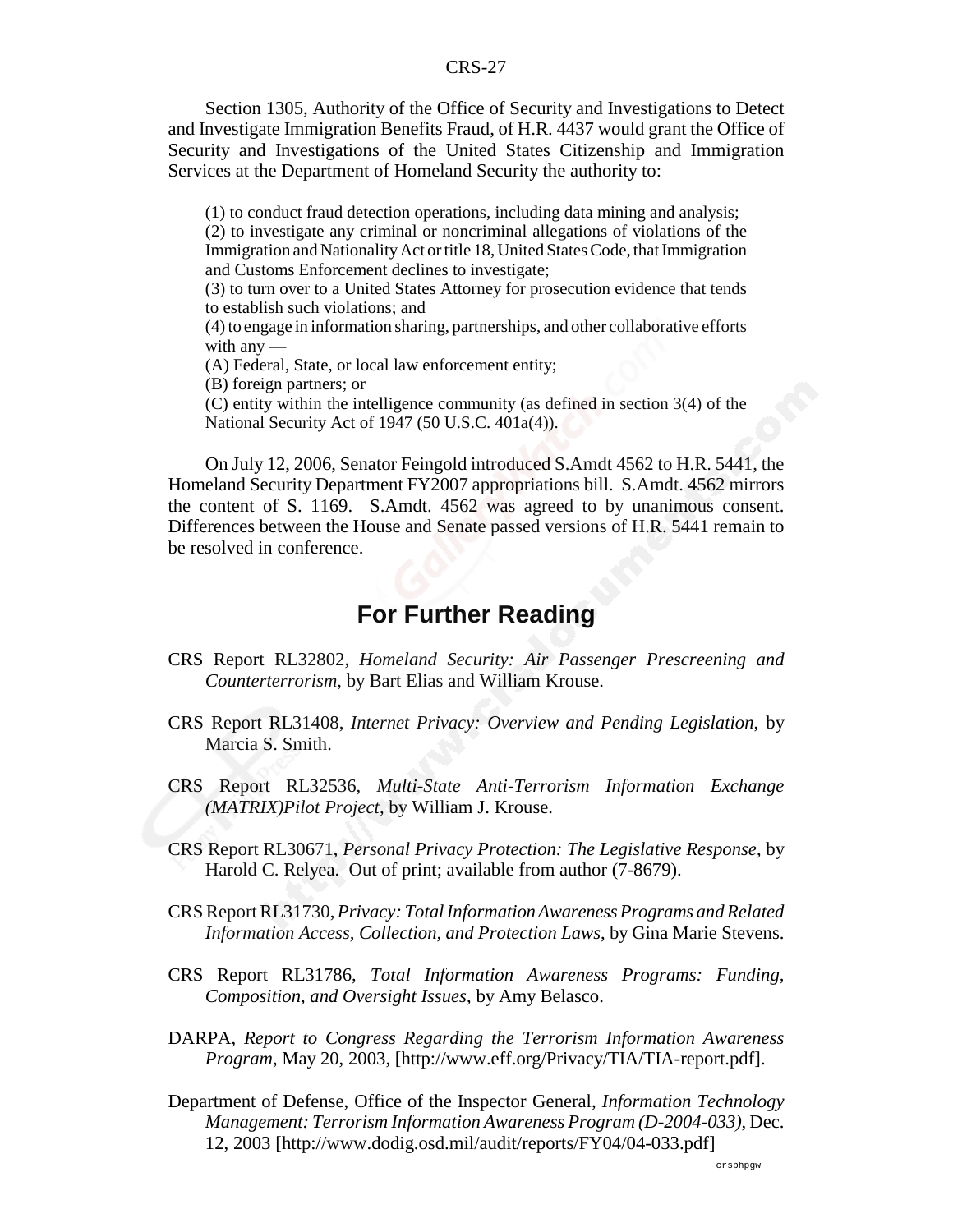Section 1305, Authority of the Office of Security and Investigations to Detect and Investigate Immigration Benefits Fraud, of H.R. 4437 would grant the Office of Security and Investigations of the United States Citizenship and Immigration Services at the Department of Homeland Security the authority to:

> (1) to conduct fraud detection operations, including data mining and analysis;
> (2) to investigate any criminal or noncriminal allegations of violations of the Immigration and Nationality Act or title 18, United States Code, that Immigration and Customs Enforcement declines to investigate;
> (3) to turn over to a United States Attorney for prosecution evidence that tends to establish such violations; and
> (4) to engage in information sharing, partnerships, and other collaborative efforts with any —
> (A) Federal, State, or local law enforcement entity;
> (B) foreign partners; or
> (C) entity within the intelligence community (as defined in section 3(4) of the National Security Act of 1947 (50 U.S.C. 401a(4)).

On July 12, 2006, Senator Feingold introduced S.Amdt 4562 to H.R. 5441, the Homeland Security Department FY2007 appropriations bill. S.Amdt. 4562 mirrors the content of S. 1169. S.Amdt. 4562 was agreed to by unanimous consent. Differences between the House and Senate passed versions of H.R. 5441 remain to be resolved in conference.

## For Further Reading

CRS Report RL32802, *Homeland Security: Air Passenger Prescreening and Counterterrorism*, by Bart Elias and William Krouse.

CRS Report RL31408, *Internet Privacy: Overview and Pending Legislation*, by Marcia S. Smith.

CRS Report RL32536, *Multi-State Anti-Terrorism Information Exchange (MATRIX)Pilot Project*, by William J. Krouse.

CRS Report RL30671, *Personal Privacy Protection: The Legislative Response*, by Harold C. Relyea. Out of print; available from author (7-8679).

CRS Report RL31730, *Privacy: Total Information Awareness Programs and Related Information Access, Collection, and Protection Laws*, by Gina Marie Stevens.

CRS Report RL31786, *Total Information Awareness Programs: Funding, Composition, and Oversight Issues*, by Amy Belasco.

DARPA, *Report to Congress Regarding the Terrorism Information Awareness Program*, May 20, 2003, [http://www.eff.org/Privacy/TIA/TIA-report.pdf].

Department of Defense, Office of the Inspector General, *Information Technology Management: Terrorism Information Awareness Program (D-2004-033)*, Dec. 12, 2003 [http://www.dodig.osd.mil/audit/reports/FY04/04-033.pdf]